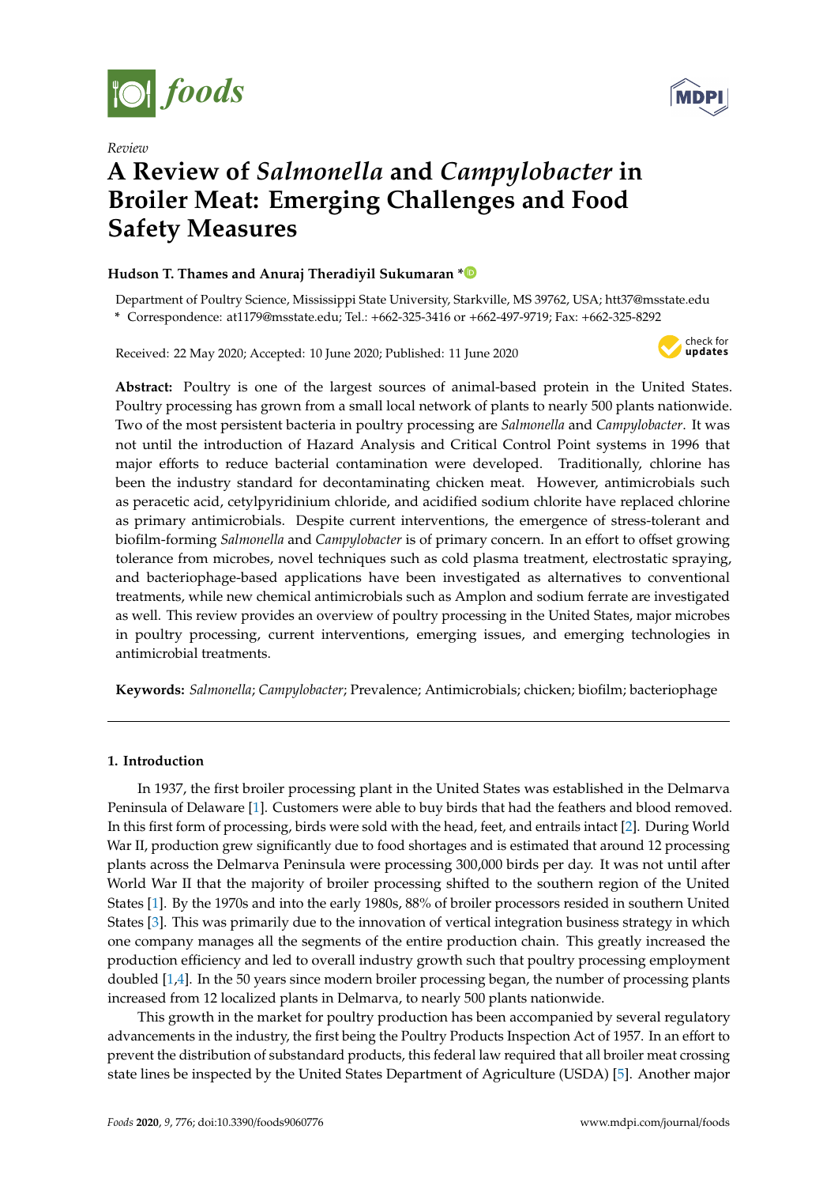*Review*

# A Review of *Salmonella* and *Campylobacter* in Broiler Meat: Emerging Challenges and Food Safety Measures

**Hudson T. Thames and Anuraj Theradiyil Sukumaran \***

Department of Poultry Science, Mississippi State University, Starkville, MS 39762, USA; htt37@msstate.edu

\* Correspondence: at1179@msstate.edu; Tel.: +662-325-3416 or +662-497-9719; Fax: +662-325-8292

Received: 22 May 2020; Accepted: 10 June 2020; Published: 11 June 2020

**Abstract:** Poultry is one of the largest sources of animal-based protein in the United States. Poultry processing has grown from a small local network of plants to nearly 500 plants nationwide. Two of the most persistent bacteria in poultry processing are *Salmonella* and *Campylobacter*. It was not until the introduction of Hazard Analysis and Critical Control Point systems in 1996 that major efforts to reduce bacterial contamination were developed. Traditionally, chlorine has been the industry standard for decontaminating chicken meat. However, antimicrobials such as peracetic acid, cetylpyridinium chloride, and acidified sodium chlorite have replaced chlorine as primary antimicrobials. Despite current interventions, the emergence of stress-tolerant and biofilm-forming *Salmonella* and *Campylobacter* is of primary concern. In an effort to offset growing tolerance from microbes, novel techniques such as cold plasma treatment, electrostatic spraying, and bacteriophage-based applications have been investigated as alternatives to conventional treatments, while new chemical antimicrobials such as Amplon and sodium ferrate are investigated as well. This review provides an overview of poultry processing in the United States, major microbes in poultry processing, current interventions, emerging issues, and emerging technologies in antimicrobial treatments.

**Keywords:** *Salmonella*; *Campylobacter*; Prevalence; Antimicrobials; chicken; biofilm; bacteriophage

## 1. Introduction

In 1937, the first broiler processing plant in the United States was established in the Delmarva Peninsula of Delaware [1]. Customers were able to buy birds that had the feathers and blood removed. In this first form of processing, birds were sold with the head, feet, and entrails intact [2]. During World War II, production grew significantly due to food shortages and is estimated that around 12 processing plants across the Delmarva Peninsula were processing 300,000 birds per day. It was not until after World War II that the majority of broiler processing shifted to the southern region of the United States [1]. By the 1970s and into the early 1980s, 88% of broiler processors resided in southern United States [3]. This was primarily due to the innovation of vertical integration business strategy in which one company manages all the segments of the entire production chain. This greatly increased the production efficiency and led to overall industry growth such that poultry processing employment doubled [1,4]. In the 50 years since modern broiler processing began, the number of processing plants increased from 12 localized plants in Delmarva, to nearly 500 plants nationwide.

This growth in the market for poultry production has been accompanied by several regulatory advancements in the industry, the first being the Poultry Products Inspection Act of 1957. In an effort to prevent the distribution of substandard products, this federal law required that all broiler meat crossing state lines be inspected by the United States Department of Agriculture (USDA) [5]. Another major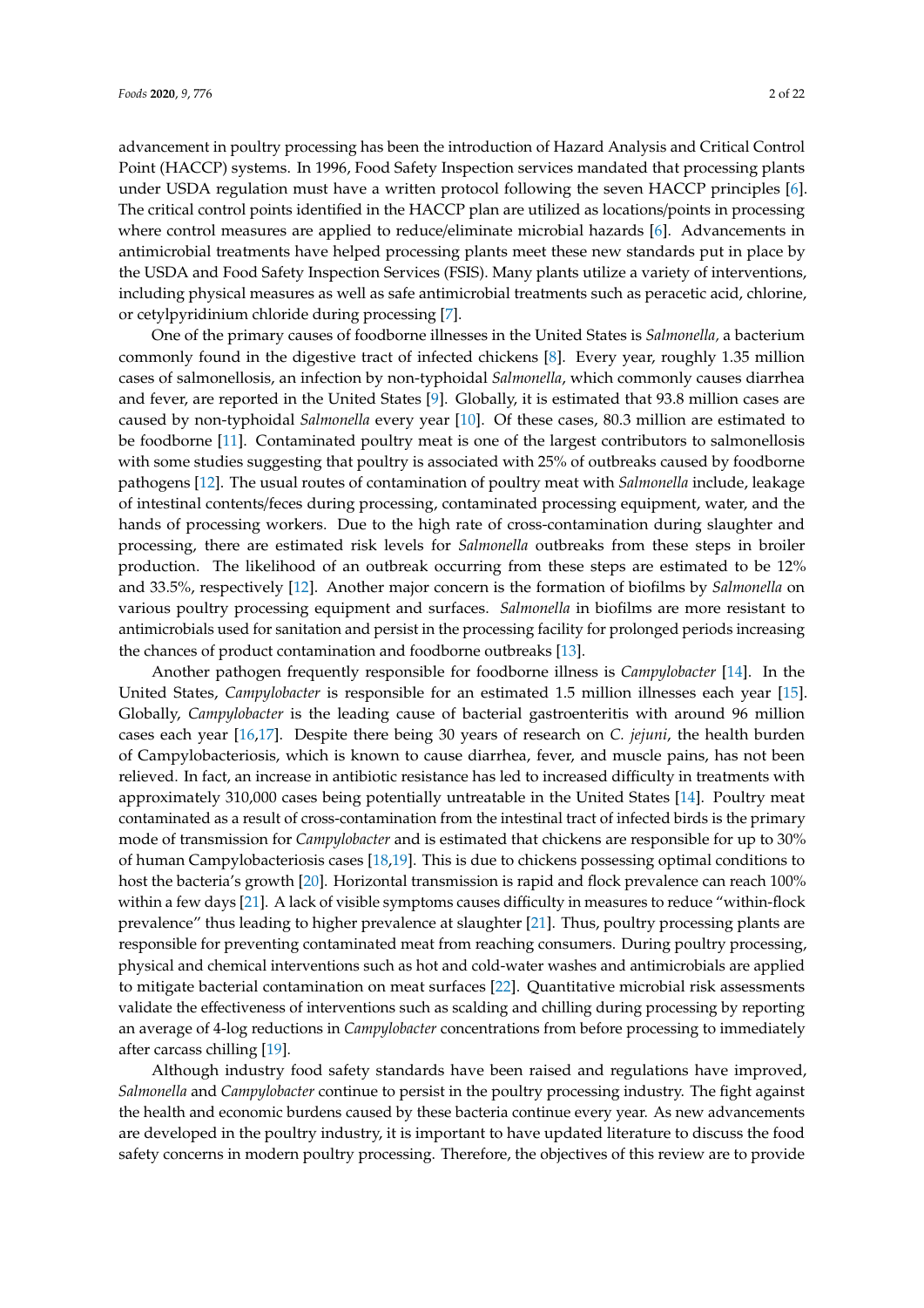advancement in poultry processing has been the introduction of Hazard Analysis and Critical Control Point (HACCP) systems. In 1996, Food Safety Inspection services mandated that processing plants under USDA regulation must have a written protocol following the seven HACCP principles [6]. The critical control points identified in the HACCP plan are utilized as locations/points in processing where control measures are applied to reduce/eliminate microbial hazards [6]. Advancements in antimicrobial treatments have helped processing plants meet these new standards put in place by the USDA and Food Safety Inspection Services (FSIS). Many plants utilize a variety of interventions, including physical measures as well as safe antimicrobial treatments such as peracetic acid, chlorine, or cetylpyridinium chloride during processing [7].

One of the primary causes of foodborne illnesses in the United States is *Salmonella*, a bacterium commonly found in the digestive tract of infected chickens [8]. Every year, roughly 1.35 million cases of salmonellosis, an infection by non-typhoidal *Salmonella*, which commonly causes diarrhea and fever, are reported in the United States [9]. Globally, it is estimated that 93.8 million cases are caused by non-typhoidal *Salmonella* every year [10]. Of these cases, 80.3 million are estimated to be foodborne [11]. Contaminated poultry meat is one of the largest contributors to salmonellosis with some studies suggesting that poultry is associated with 25% of outbreaks caused by foodborne pathogens [12]. The usual routes of contamination of poultry meat with *Salmonella* include, leakage of intestinal contents/feces during processing, contaminated processing equipment, water, and the hands of processing workers. Due to the high rate of cross-contamination during slaughter and processing, there are estimated risk levels for *Salmonella* outbreaks from these steps in broiler production. The likelihood of an outbreak occurring from these steps are estimated to be 12% and 33.5%, respectively [12]. Another major concern is the formation of biofilms by *Salmonella* on various poultry processing equipment and surfaces. *Salmonella* in biofilms are more resistant to antimicrobials used for sanitation and persist in the processing facility for prolonged periods increasing the chances of product contamination and foodborne outbreaks [13].

Another pathogen frequently responsible for foodborne illness is *Campylobacter* [14]. In the United States, *Campylobacter* is responsible for an estimated 1.5 million illnesses each year [15]. Globally, *Campylobacter* is the leading cause of bacterial gastroenteritis with around 96 million cases each year [16,17]. Despite there being 30 years of research on *C. jejuni*, the health burden of Campylobacteriosis, which is known to cause diarrhea, fever, and muscle pains, has not been relieved. In fact, an increase in antibiotic resistance has led to increased difficulty in treatments with approximately 310,000 cases being potentially untreatable in the United States [14]. Poultry meat contaminated as a result of cross-contamination from the intestinal tract of infected birds is the primary mode of transmission for *Campylobacter* and is estimated that chickens are responsible for up to 30% of human Campylobacteriosis cases [18,19]. This is due to chickens possessing optimal conditions to host the bacteria's growth [20]. Horizontal transmission is rapid and flock prevalence can reach 100% within a few days [21]. A lack of visible symptoms causes difficulty in measures to reduce "within-flock prevalence" thus leading to higher prevalence at slaughter [21]. Thus, poultry processing plants are responsible for preventing contaminated meat from reaching consumers. During poultry processing, physical and chemical interventions such as hot and cold-water washes and antimicrobials are applied to mitigate bacterial contamination on meat surfaces [22]. Quantitative microbial risk assessments validate the effectiveness of interventions such as scalding and chilling during processing by reporting an average of 4-log reductions in *Campylobacter* concentrations from before processing to immediately after carcass chilling [19].

Although industry food safety standards have been raised and regulations have improved, *Salmonella* and *Campylobacter* continue to persist in the poultry processing industry. The fight against the health and economic burdens caused by these bacteria continue every year. As new advancements are developed in the poultry industry, it is important to have updated literature to discuss the food safety concerns in modern poultry processing. Therefore, the objectives of this review are to provide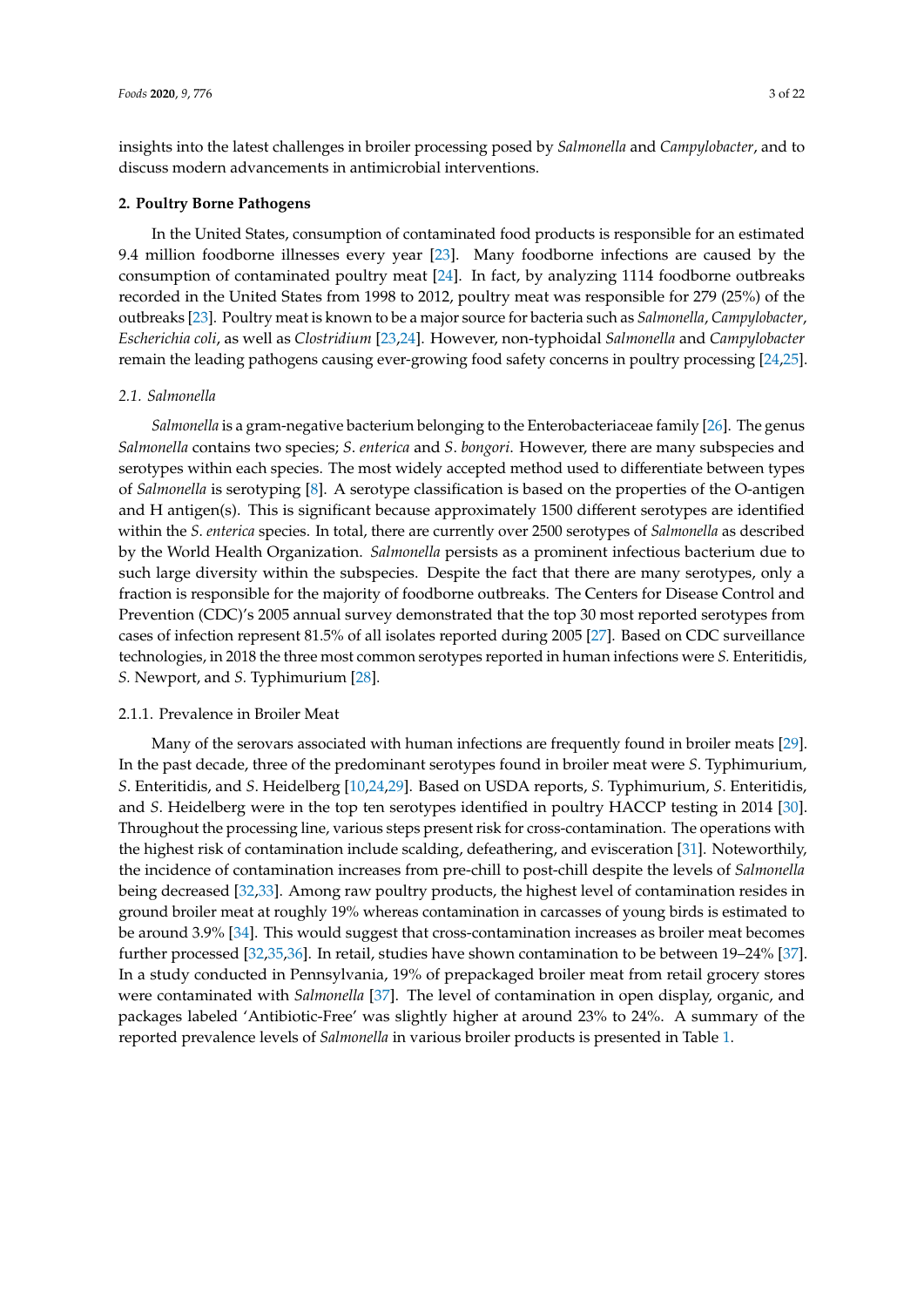insights into the latest challenges in broiler processing posed by *Salmonella* and *Campylobacter*, and to discuss modern advancements in antimicrobial interventions.

## 2. Poultry Borne Pathogens

In the United States, consumption of contaminated food products is responsible for an estimated 9.4 million foodborne illnesses every year [23]. Many foodborne infections are caused by the consumption of contaminated poultry meat [24]. In fact, by analyzing 1114 foodborne outbreaks recorded in the United States from 1998 to 2012, poultry meat was responsible for 279 (25%) of the outbreaks [23]. Poultry meat is known to be a major source for bacteria such as *Salmonella*, *Campylobacter*, *Escherichia coli*, as well as *Clostridium* [23,24]. However, non-typhoidal *Salmonella* and *Campylobacter* remain the leading pathogens causing ever-growing food safety concerns in poultry processing [24,25].

### 2.1. *Salmonella*

*Salmonella* is a gram-negative bacterium belonging to the Enterobacteriaceae family [26]. The genus *Salmonella* contains two species; *S. enterica* and *S. bongori*. However, there are many subspecies and serotypes within each species. The most widely accepted method used to differentiate between types of *Salmonella* is serotyping [8]. A serotype classification is based on the properties of the O-antigen and H antigen(s). This is significant because approximately 1500 different serotypes are identified within the *S. enterica* species. In total, there are currently over 2500 serotypes of *Salmonella* as described by the World Health Organization. *Salmonella* persists as a prominent infectious bacterium due to such large diversity within the subspecies. Despite the fact that there are many serotypes, only a fraction is responsible for the majority of foodborne outbreaks. The Centers for Disease Control and Prevention (CDC)'s 2005 annual survey demonstrated that the top 30 most reported serotypes from cases of infection represent 81.5% of all isolates reported during 2005 [27]. Based on CDC surveillance technologies, in 2018 the three most common serotypes reported in human infections were *S.* Enteritidis, *S.* Newport, and *S.* Typhimurium [28].

#### 2.1.1. Prevalence in Broiler Meat

Many of the serovars associated with human infections are frequently found in broiler meats [29]. In the past decade, three of the predominant serotypes found in broiler meat were *S.* Typhimurium, *S.* Enteritidis, and *S.* Heidelberg [10,24,29]. Based on USDA reports, *S.* Typhimurium, *S.* Enteritidis, and *S.* Heidelberg were in the top ten serotypes identified in poultry HACCP testing in 2014 [30]. Throughout the processing line, various steps present risk for cross-contamination. The operations with the highest risk of contamination include scalding, defeathering, and evisceration [31]. Noteworthily, the incidence of contamination increases from pre-chill to post-chill despite the levels of *Salmonella* being decreased [32,33]. Among raw poultry products, the highest level of contamination resides in ground broiler meat at roughly 19% whereas contamination in carcasses of young birds is estimated to be around 3.9% [34]. This would suggest that cross-contamination increases as broiler meat becomes further processed [32,35,36]. In retail, studies have shown contamination to be between 19–24% [37]. In a study conducted in Pennsylvania, 19% of prepackaged broiler meat from retail grocery stores were contaminated with *Salmonella* [37]. The level of contamination in open display, organic, and packages labeled 'Antibiotic-Free' was slightly higher at around 23% to 24%. A summary of the reported prevalence levels of *Salmonella* in various broiler products is presented in Table 1.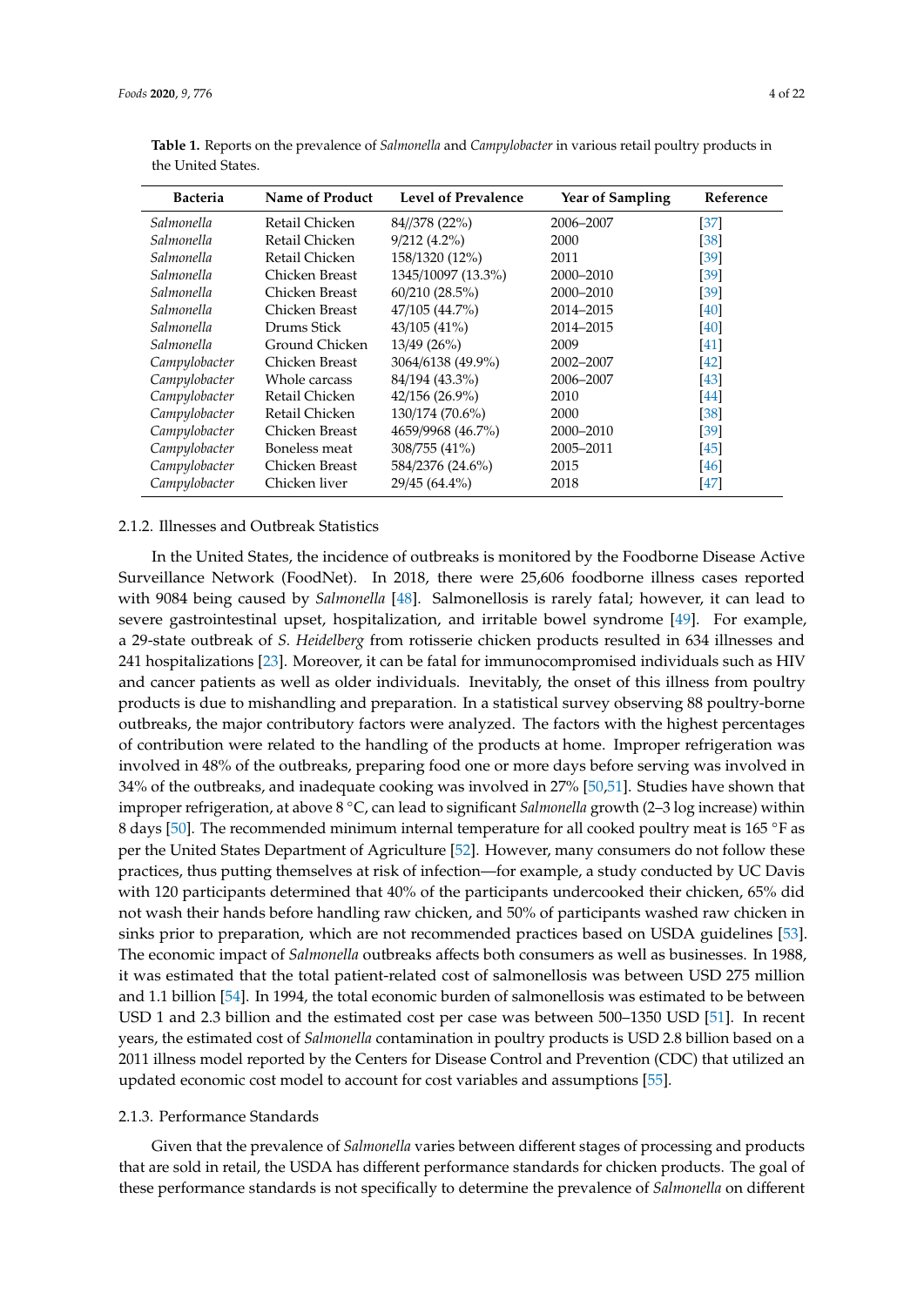**Table 1.** Reports on the prevalence of *Salmonella* and *Campylobacter* in various retail poultry products in the United States.

| Bacteria | Name of Product | Level of Prevalence | Year of Sampling | Reference |
| --- | --- | --- | --- | --- |
| *Salmonella* | Retail Chicken | 84//378 (22%) | 2006–2007 | [37] |
| *Salmonella* | Retail Chicken | 9/212 (4.2%) | 2000 | [38] |
| *Salmonella* | Retail Chicken | 158/1320 (12%) | 2011 | [39] |
| *Salmonella* | Chicken Breast | 1345/10097 (13.3%) | 2000–2010 | [39] |
| *Salmonella* | Chicken Breast | 60/210 (28.5%) | 2000–2010 | [39] |
| *Salmonella* | Chicken Breast | 47/105 (44.7%) | 2014–2015 | [40] |
| *Salmonella* | Drums Stick | 43/105 (41%) | 2014–2015 | [40] |
| *Salmonella* | Ground Chicken | 13/49 (26%) | 2009 | [41] |
| *Campylobacter* | Chicken Breast | 3064/6138 (49.9%) | 2002–2007 | [42] |
| *Campylobacter* | Whole carcass | 84/194 (43.3%) | 2006–2007 | [43] |
| *Campylobacter* | Retail Chicken | 42/156 (26.9%) | 2010 | [44] |
| *Campylobacter* | Retail Chicken | 130/174 (70.6%) | 2000 | [38] |
| *Campylobacter* | Chicken Breast | 4659/9968 (46.7%) | 2000–2010 | [39] |
| *Campylobacter* | Boneless meat | 308/755 (41%) | 2005–2011 | [45] |
| *Campylobacter* | Chicken Breast | 584/2376 (24.6%) | 2015 | [46] |
| *Campylobacter* | Chicken liver | 29/45 (64.4%) | 2018 | [47] |

#### 2.1.2. Illnesses and Outbreak Statistics

In the United States, the incidence of outbreaks is monitored by the Foodborne Disease Active Surveillance Network (FoodNet). In 2018, there were 25,606 foodborne illness cases reported with 9084 being caused by *Salmonella* [48]. Salmonellosis is rarely fatal; however, it can lead to severe gastrointestinal upset, hospitalization, and irritable bowel syndrome [49]. For example, a 29-state outbreak of *S. Heidelberg* from rotisserie chicken products resulted in 634 illnesses and 241 hospitalizations [23]. Moreover, it can be fatal for immunocompromised individuals such as HIV and cancer patients as well as older individuals. Inevitably, the onset of this illness from poultry products is due to mishandling and preparation. In a statistical survey observing 88 poultry-borne outbreaks, the major contributory factors were analyzed. The factors with the highest percentages of contribution were related to the handling of the products at home. Improper refrigeration was involved in 48% of the outbreaks, preparing food one or more days before serving was involved in 34% of the outbreaks, and inadequate cooking was involved in 27% [50,51]. Studies have shown that improper refrigeration, at above 8 °C, can lead to significant *Salmonella* growth (2–3 log increase) within 8 days [50]. The recommended minimum internal temperature for all cooked poultry meat is 165 °F as per the United States Department of Agriculture [52]. However, many consumers do not follow these practices, thus putting themselves at risk of infection—for example, a study conducted by UC Davis with 120 participants determined that 40% of the participants undercooked their chicken, 65% did not wash their hands before handling raw chicken, and 50% of participants washed raw chicken in sinks prior to preparation, which are not recommended practices based on USDA guidelines [53]. The economic impact of *Salmonella* outbreaks affects both consumers as well as businesses. In 1988, it was estimated that the total patient-related cost of salmonellosis was between USD 275 million and 1.1 billion [54]. In 1994, the total economic burden of salmonellosis was estimated to be between USD 1 and 2.3 billion and the estimated cost per case was between 500–1350 USD [51]. In recent years, the estimated cost of *Salmonella* contamination in poultry products is USD 2.8 billion based on a 2011 illness model reported by the Centers for Disease Control and Prevention (CDC) that utilized an updated economic cost model to account for cost variables and assumptions [55].

#### 2.1.3. Performance Standards

Given that the prevalence of *Salmonella* varies between different stages of processing and products that are sold in retail, the USDA has different performance standards for chicken products. The goal of these performance standards is not specifically to determine the prevalence of *Salmonella* on different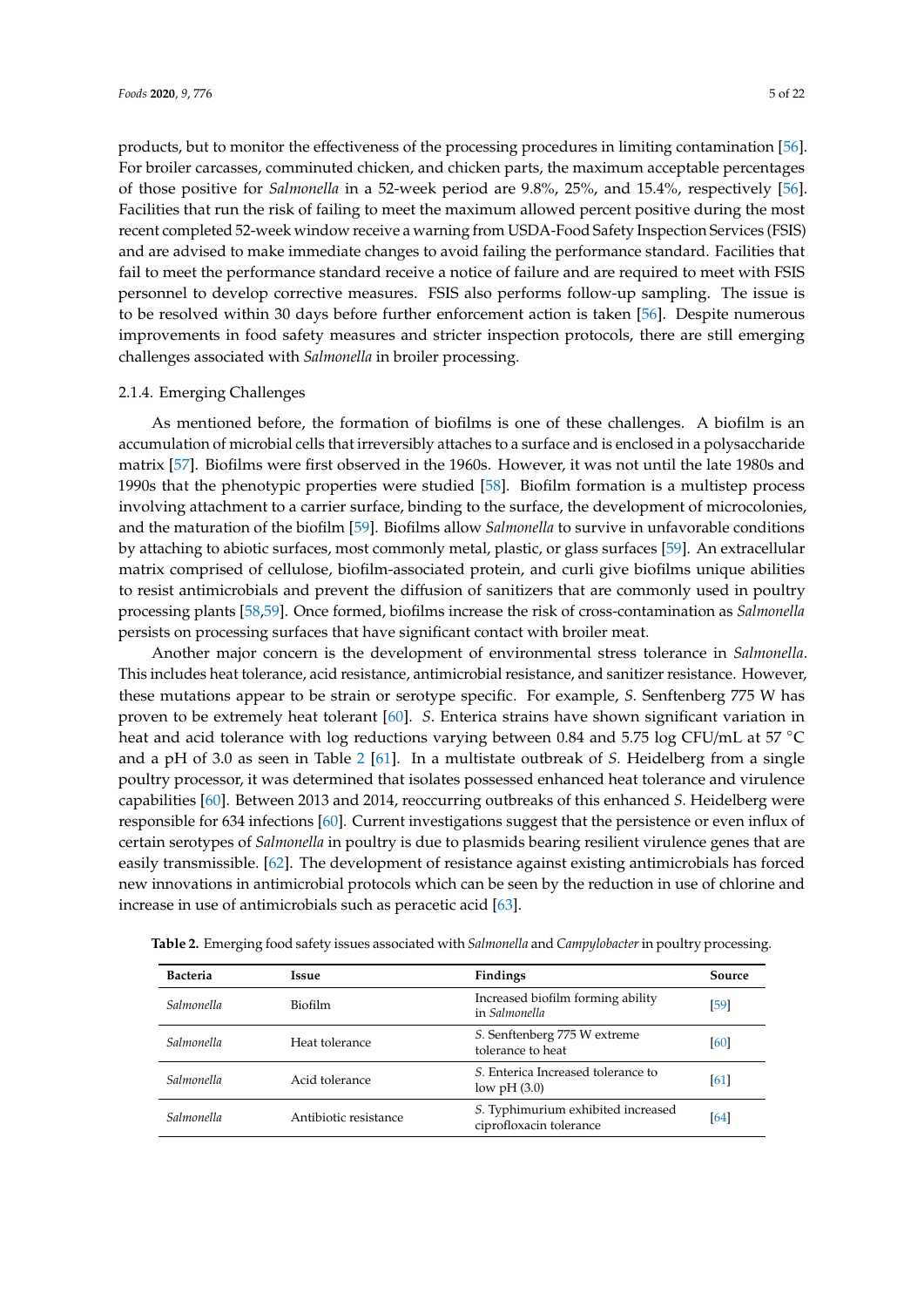products, but to monitor the effectiveness of the processing procedures in limiting contamination [56]. For broiler carcasses, comminuted chicken, and chicken parts, the maximum acceptable percentages of those positive for *Salmonella* in a 52-week period are 9.8%, 25%, and 15.4%, respectively [56]. Facilities that run the risk of failing to meet the maximum allowed percent positive during the most recent completed 52-week window receive a warning from USDA-Food Safety Inspection Services (FSIS) and are advised to make immediate changes to avoid failing the performance standard. Facilities that fail to meet the performance standard receive a notice of failure and are required to meet with FSIS personnel to develop corrective measures. FSIS also performs follow-up sampling. The issue is to be resolved within 30 days before further enforcement action is taken [56]. Despite numerous improvements in food safety measures and stricter inspection protocols, there are still emerging challenges associated with *Salmonella* in broiler processing.

#### 2.1.4. Emerging Challenges

As mentioned before, the formation of biofilms is one of these challenges. A biofilm is an accumulation of microbial cells that irreversibly attaches to a surface and is enclosed in a polysaccharide matrix [57]. Biofilms were first observed in the 1960s. However, it was not until the late 1980s and 1990s that the phenotypic properties were studied [58]. Biofilm formation is a multistep process involving attachment to a carrier surface, binding to the surface, the development of microcolonies, and the maturation of the biofilm [59]. Biofilms allow *Salmonella* to survive in unfavorable conditions by attaching to abiotic surfaces, most commonly metal, plastic, or glass surfaces [59]. An extracellular matrix comprised of cellulose, biofilm-associated protein, and curli give biofilms unique abilities to resist antimicrobials and prevent the diffusion of sanitizers that are commonly used in poultry processing plants [58,59]. Once formed, biofilms increase the risk of cross-contamination as *Salmonella* persists on processing surfaces that have significant contact with broiler meat.

Another major concern is the development of environmental stress tolerance in *Salmonella*. This includes heat tolerance, acid resistance, antimicrobial resistance, and sanitizer resistance. However, these mutations appear to be strain or serotype specific. For example, *S.* Senftenberg 775 W has proven to be extremely heat tolerant [60]. *S.* Enterica strains have shown significant variation in heat and acid tolerance with log reductions varying between 0.84 and 5.75 log CFU/mL at 57 °C and a pH of 3.0 as seen in Table 2 [61]. In a multistate outbreak of *S.* Heidelberg from a single poultry processor, it was determined that isolates possessed enhanced heat tolerance and virulence capabilities [60]. Between 2013 and 2014, reoccurring outbreaks of this enhanced *S.* Heidelberg were responsible for 634 infections [60]. Current investigations suggest that the persistence or even influx of certain serotypes of *Salmonella* in poultry is due to plasmids bearing resilient virulence genes that are easily transmissible. [62]. The development of resistance against existing antimicrobials has forced new innovations in antimicrobial protocols which can be seen by the reduction in use of chlorine and increase in use of antimicrobials such as peracetic acid [63].

**Table 2.** Emerging food safety issues associated with *Salmonella* and *Campylobacter* in poultry processing.

| Bacteria | Issue | Findings | Source |
|---|---|---|---|
| *Salmonella* | Biofilm | Increased biofilm forming ability in *Salmonella* | [59] |
| *Salmonella* | Heat tolerance | *S.* Senftenberg 775 W extreme tolerance to heat | [60] |
| *Salmonella* | Acid tolerance | *S.* Enterica Increased tolerance to low pH (3.0) | [61] |
| *Salmonella* | Antibiotic resistance | *S.* Typhimurium exhibited increased ciprofloxacin tolerance | [64] |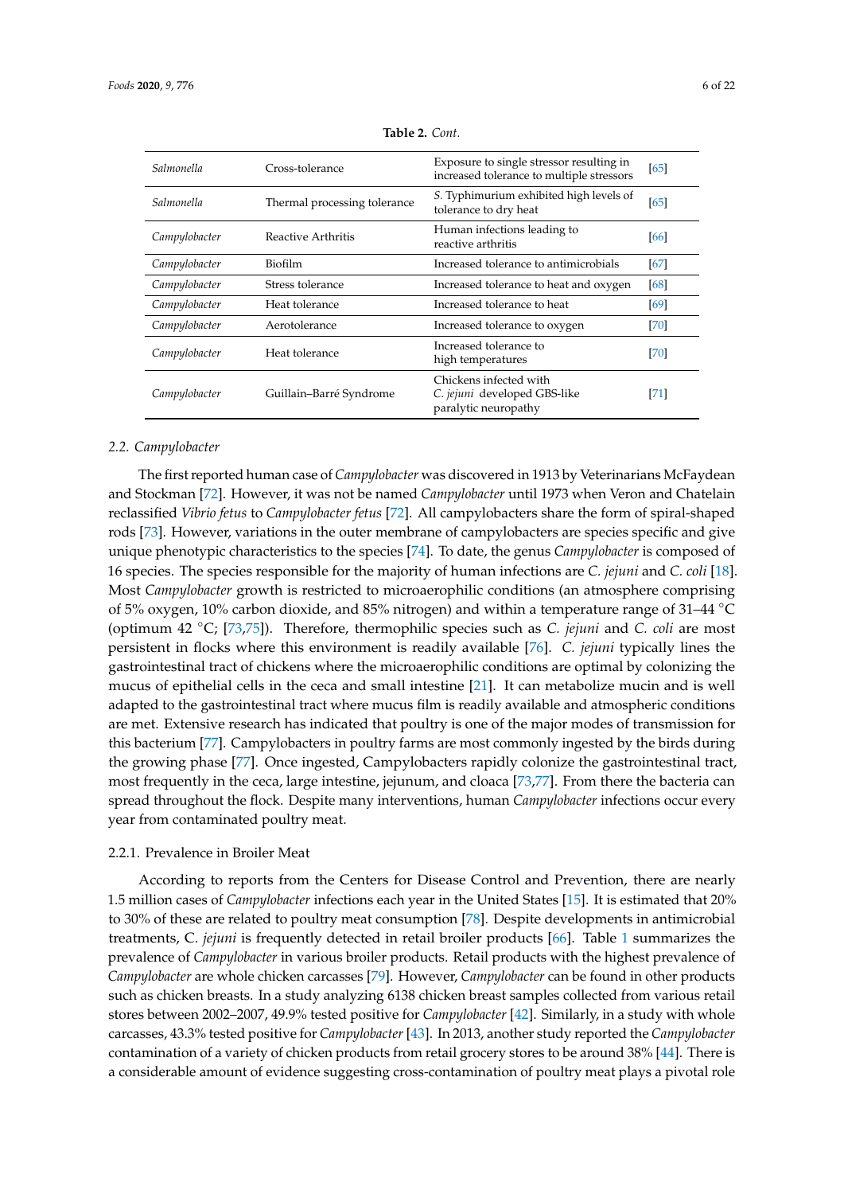**Table 2.** *Cont.*

| | | | |
|---|---|---|---|
| *Salmonella* | Cross-tolerance | Exposure to single stressor resulting in increased tolerance to multiple stressors | [65] |
| *Salmonella* | Thermal processing tolerance | *S.* Typhimurium exhibited high levels of tolerance to dry heat | [65] |
| *Campylobacter* | Reactive Arthritis | Human infections leading to reactive arthritis | [66] |
| *Campylobacter* | Biofilm | Increased tolerance to antimicrobials | [67] |
| *Campylobacter* | Stress tolerance | Increased tolerance to heat and oxygen | [68] |
| *Campylobacter* | Heat tolerance | Increased tolerance to heat | [69] |
| *Campylobacter* | Aerotolerance | Increased tolerance to oxygen | [70] |
| *Campylobacter* | Heat tolerance | Increased tolerance to high temperatures | [70] |
| *Campylobacter* | Guillain–Barré Syndrome | Chickens infected with *C. jejuni* developed GBS-like paralytic neuropathy | [71] |

### 2.2. *Campylobacter*

The first reported human case of *Campylobacter* was discovered in 1913 by Veterinarians McFaydean and Stockman [72]. However, it was not be named *Campylobacter* until 1973 when Veron and Chatelain reclassified *Vibrio fetus* to *Campylobacter fetus* [72]. All campylobacters share the form of spiral-shaped rods [73]. However, variations in the outer membrane of campylobacters are species specific and give unique phenotypic characteristics to the species [74]. To date, the genus *Campylobacter* is composed of 16 species. The species responsible for the majority of human infections are *C. jejuni* and *C. coli* [18]. Most *Campylobacter* growth is restricted to microaerophilic conditions (an atmosphere comprising of 5% oxygen, 10% carbon dioxide, and 85% nitrogen) and within a temperature range of 31–44 °C (optimum 42 °C; [73,75]). Therefore, thermophilic species such as *C. jejuni* and *C. coli* are most persistent in flocks where this environment is readily available [76]. *C. jejuni* typically lines the gastrointestinal tract of chickens where the microaerophilic conditions are optimal by colonizing the mucus of epithelial cells in the ceca and small intestine [21]. It can metabolize mucin and is well adapted to the gastrointestinal tract where mucus film is readily available and atmospheric conditions are met. Extensive research has indicated that poultry is one of the major modes of transmission for this bacterium [77]. Campylobacters in poultry farms are most commonly ingested by the birds during the growing phase [77]. Once ingested, Campylobacters rapidly colonize the gastrointestinal tract, most frequently in the ceca, large intestine, jejunum, and cloaca [73,77]. From there the bacteria can spread throughout the flock. Despite many interventions, human *Campylobacter* infections occur every year from contaminated poultry meat.

#### 2.2.1. Prevalence in Broiler Meat

According to reports from the Centers for Disease Control and Prevention, there are nearly 1.5 million cases of *Campylobacter* infections each year in the United States [15]. It is estimated that 20% to 30% of these are related to poultry meat consumption [78]. Despite developments in antimicrobial treatments, C. *jejuni* is frequently detected in retail broiler products [66]. Table 1 summarizes the prevalence of *Campylobacter* in various broiler products. Retail products with the highest prevalence of *Campylobacter* are whole chicken carcasses [79]. However, *Campylobacter* can be found in other products such as chicken breasts. In a study analyzing 6138 chicken breast samples collected from various retail stores between 2002–2007, 49.9% tested positive for *Campylobacter* [42]. Similarly, in a study with whole carcasses, 43.3% tested positive for *Campylobacter* [43]. In 2013, another study reported the *Campylobacter* contamination of a variety of chicken products from retail grocery stores to be around 38% [44]. There is a considerable amount of evidence suggesting cross-contamination of poultry meat plays a pivotal role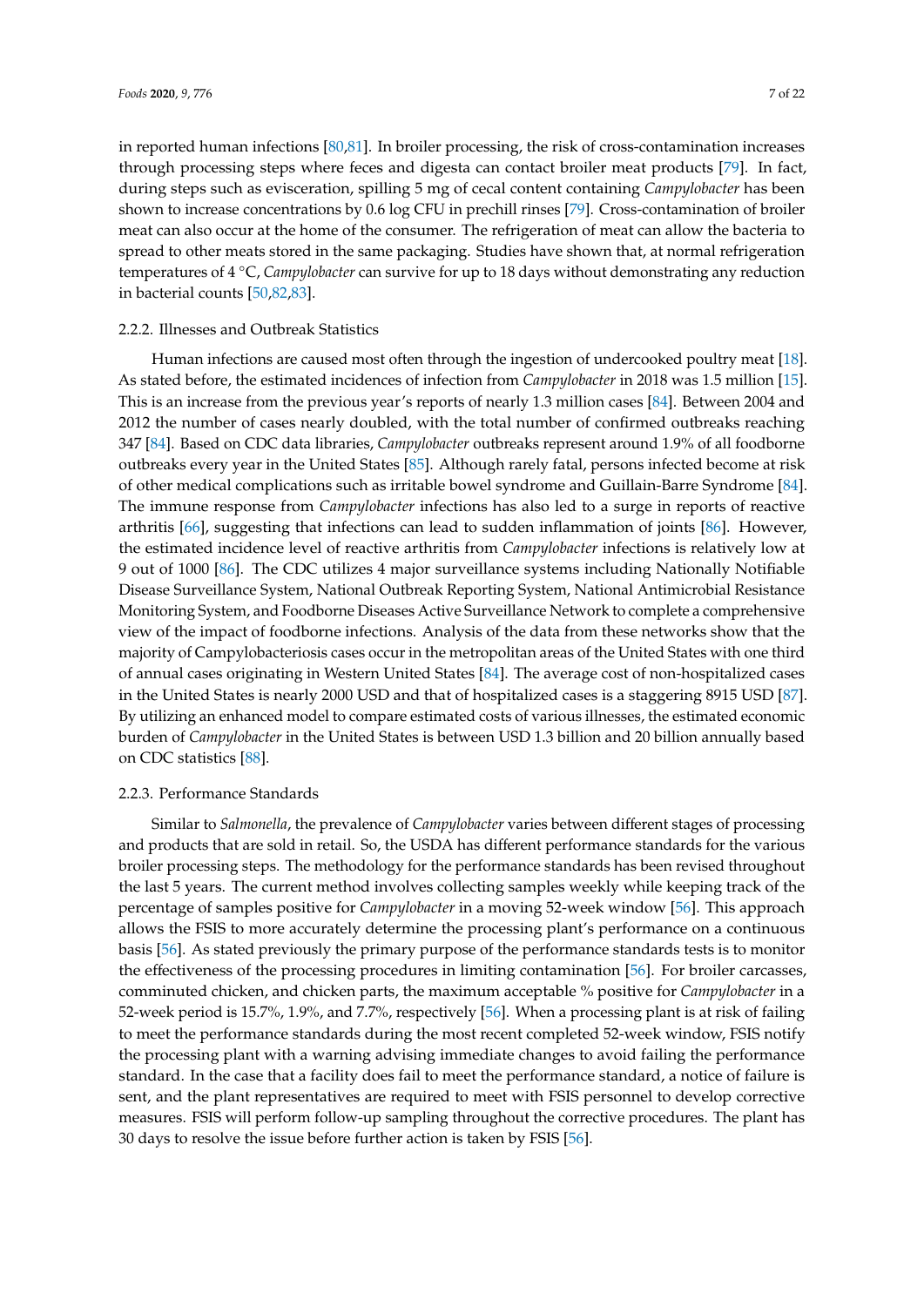in reported human infections [80,81]. In broiler processing, the risk of cross-contamination increases through processing steps where feces and digesta can contact broiler meat products [79]. In fact, during steps such as evisceration, spilling 5 mg of cecal content containing *Campylobacter* has been shown to increase concentrations by 0.6 log CFU in prechill rinses [79]. Cross-contamination of broiler meat can also occur at the home of the consumer. The refrigeration of meat can allow the bacteria to spread to other meats stored in the same packaging. Studies have shown that, at normal refrigeration temperatures of 4 °C, *Campylobacter* can survive for up to 18 days without demonstrating any reduction in bacterial counts [50,82,83].

#### 2.2.2. Illnesses and Outbreak Statistics

Human infections are caused most often through the ingestion of undercooked poultry meat [18]. As stated before, the estimated incidences of infection from *Campylobacter* in 2018 was 1.5 million [15]. This is an increase from the previous year's reports of nearly 1.3 million cases [84]. Between 2004 and 2012 the number of cases nearly doubled, with the total number of confirmed outbreaks reaching 347 [84]. Based on CDC data libraries, *Campylobacter* outbreaks represent around 1.9% of all foodborne outbreaks every year in the United States [85]. Although rarely fatal, persons infected become at risk of other medical complications such as irritable bowel syndrome and Guillain-Barre Syndrome [84]. The immune response from *Campylobacter* infections has also led to a surge in reports of reactive arthritis [66], suggesting that infections can lead to sudden inflammation of joints [86]. However, the estimated incidence level of reactive arthritis from *Campylobacter* infections is relatively low at 9 out of 1000 [86]. The CDC utilizes 4 major surveillance systems including Nationally Notifiable Disease Surveillance System, National Outbreak Reporting System, National Antimicrobial Resistance Monitoring System, and Foodborne Diseases Active Surveillance Network to complete a comprehensive view of the impact of foodborne infections. Analysis of the data from these networks show that the majority of Campylobacteriosis cases occur in the metropolitan areas of the United States with one third of annual cases originating in Western United States [84]. The average cost of non-hospitalized cases in the United States is nearly 2000 USD and that of hospitalized cases is a staggering 8915 USD [87]. By utilizing an enhanced model to compare estimated costs of various illnesses, the estimated economic burden of *Campylobacter* in the United States is between USD 1.3 billion and 20 billion annually based on CDC statistics [88].

#### 2.2.3. Performance Standards

Similar to *Salmonella*, the prevalence of *Campylobacter* varies between different stages of processing and products that are sold in retail. So, the USDA has different performance standards for the various broiler processing steps. The methodology for the performance standards has been revised throughout the last 5 years. The current method involves collecting samples weekly while keeping track of the percentage of samples positive for *Campylobacter* in a moving 52-week window [56]. This approach allows the FSIS to more accurately determine the processing plant's performance on a continuous basis [56]. As stated previously the primary purpose of the performance standards tests is to monitor the effectiveness of the processing procedures in limiting contamination [56]. For broiler carcasses, comminuted chicken, and chicken parts, the maximum acceptable % positive for *Campylobacter* in a 52-week period is 15.7%, 1.9%, and 7.7%, respectively [56]. When a processing plant is at risk of failing to meet the performance standards during the most recent completed 52-week window, FSIS notify the processing plant with a warning advising immediate changes to avoid failing the performance standard. In the case that a facility does fail to meet the performance standard, a notice of failure is sent, and the plant representatives are required to meet with FSIS personnel to develop corrective measures. FSIS will perform follow-up sampling throughout the corrective procedures. The plant has 30 days to resolve the issue before further action is taken by FSIS [56].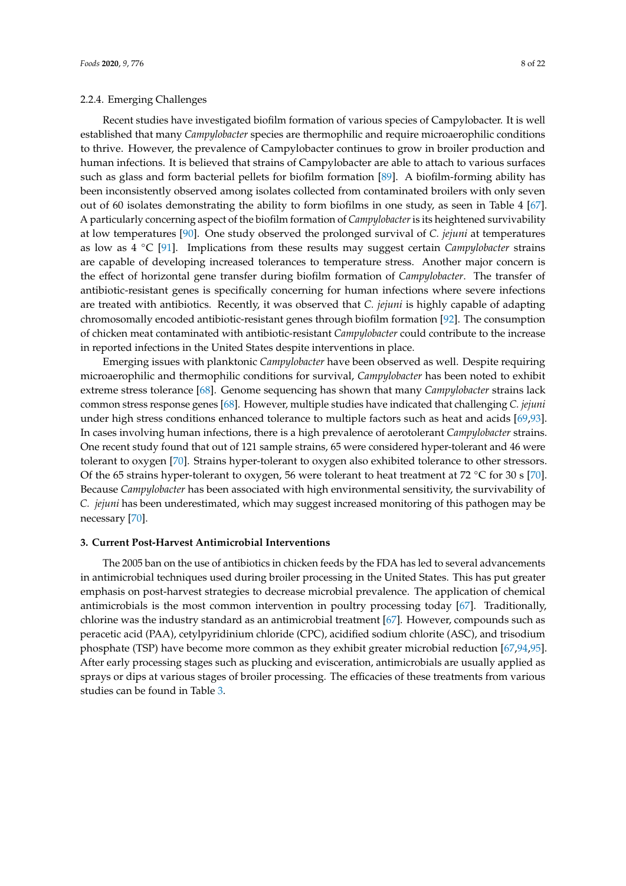#### 2.2.4. Emerging Challenges

Recent studies have investigated biofilm formation of various species of Campylobacter. It is well established that many *Campylobacter* species are thermophilic and require microaerophilic conditions to thrive. However, the prevalence of Campylobacter continues to grow in broiler production and human infections. It is believed that strains of Campylobacter are able to attach to various surfaces such as glass and form bacterial pellets for biofilm formation [89]. A biofilm-forming ability has been inconsistently observed among isolates collected from contaminated broilers with only seven out of 60 isolates demonstrating the ability to form biofilms in one study, as seen in Table 4 [67]. A particularly concerning aspect of the biofilm formation of *Campylobacter* is its heightened survivability at low temperatures [90]. One study observed the prolonged survival of *C. jejuni* at temperatures as low as 4 °C [91]. Implications from these results may suggest certain *Campylobacter* strains are capable of developing increased tolerances to temperature stress. Another major concern is the effect of horizontal gene transfer during biofilm formation of *Campylobacter*. The transfer of antibiotic-resistant genes is specifically concerning for human infections where severe infections are treated with antibiotics. Recently, it was observed that *C. jejuni* is highly capable of adapting chromosomally encoded antibiotic-resistant genes through biofilm formation [92]. The consumption of chicken meat contaminated with antibiotic-resistant *Campylobacter* could contribute to the increase in reported infections in the United States despite interventions in place.

Emerging issues with planktonic *Campylobacter* have been observed as well. Despite requiring microaerophilic and thermophilic conditions for survival, *Campylobacter* has been noted to exhibit extreme stress tolerance [68]. Genome sequencing has shown that many *Campylobacter* strains lack common stress response genes [68]. However, multiple studies have indicated that challenging *C. jejuni* under high stress conditions enhanced tolerance to multiple factors such as heat and acids [69,93]. In cases involving human infections, there is a high prevalence of aerotolerant *Campylobacter* strains. One recent study found that out of 121 sample strains, 65 were considered hyper-tolerant and 46 were tolerant to oxygen [70]. Strains hyper-tolerant to oxygen also exhibited tolerance to other stressors. Of the 65 strains hyper-tolerant to oxygen, 56 were tolerant to heat treatment at 72 °C for 30 s [70]. Because *Campylobacter* has been associated with high environmental sensitivity, the survivability of *C. jejuni* has been underestimated, which may suggest increased monitoring of this pathogen may be necessary [70].

## 3. Current Post-Harvest Antimicrobial Interventions

The 2005 ban on the use of antibiotics in chicken feeds by the FDA has led to several advancements in antimicrobial techniques used during broiler processing in the United States. This has put greater emphasis on post-harvest strategies to decrease microbial prevalence. The application of chemical antimicrobials is the most common intervention in poultry processing today [67]. Traditionally, chlorine was the industry standard as an antimicrobial treatment [67]. However, compounds such as peracetic acid (PAA), cetylpyridinium chloride (CPC), acidified sodium chlorite (ASC), and trisodium phosphate (TSP) have become more common as they exhibit greater microbial reduction [67,94,95]. After early processing stages such as plucking and evisceration, antimicrobials are usually applied as sprays or dips at various stages of broiler processing. The efficacies of these treatments from various studies can be found in Table 3.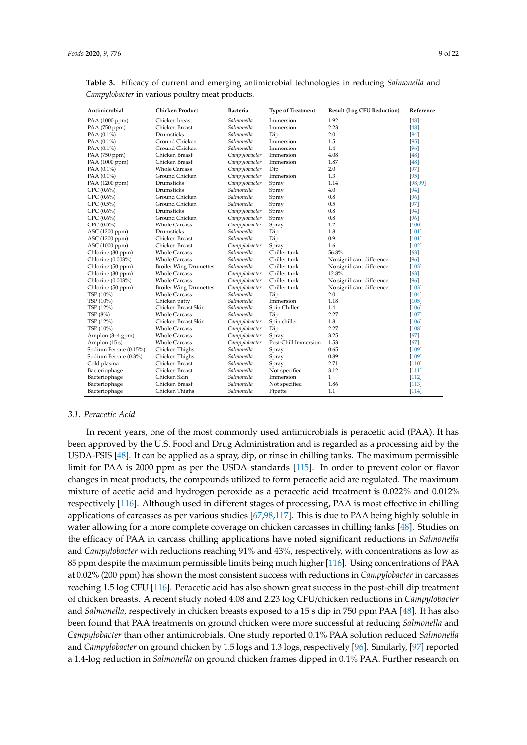**Table 3.** Efficacy of current and emerging antimicrobial technologies in reducing *Salmonella* and *Campylobacter* in various poultry meat products.

| Antimicrobial | Chicken Product | Bacteria | Type of Treatment | Result (Log CFU Reduction) | Reference |
|---|---|---|---|---|---|
| PAA (1000 ppm) | Chicken breast | *Salmonella* | Immersion | 1.92 | [48] |
| PAA (750 ppm) | Chicken Breast | *Salmonella* | Immersion | 2.23 | [48] |
| PAA (0.1%) | Drumsticks | *Salmonella* | Dip | 2.0 | [94] |
| PAA (0.1%) | Ground Chicken | *Salmonella* | Immersion | 1.5 | [95] |
| PAA (0.1%) | Ground Chicken | *Salmonella* | Immersion | 1.4 | [96] |
| PAA (750 ppm) | Chicken Breast | *Campylobacter* | Immersion | 4.08 | [48] |
| PAA (1000 ppm) | Chicken Breast | *Campylobacter* | Immersion | 1.87 | [48] |
| PAA (0.1%) | Whole Carcass | *Campylobacter* | Dip | 2.0 | [97] |
| PAA (0.1%) | Ground Chicken | *Campylobacter* | Immersion | 1.3 | [95] |
| PAA (1200 ppm) | Drumsticks | *Campylobacter* | Spray | 1.14 | [98,99] |
| CPC (0.6%) | Drumsticks | *Salmonella* | Spray | 4.0 | [94] |
| CPC (0.6%) | Ground Chicken | *Salmonella* | Spray | 0.8 | [96] |
| CPC (0.5%) | Ground Chicken | *Salmonella* | Spray | 0.5 | [97] |
| CPC (0.6%) | Drumsticks | *Campylobacter* | Spray | 0.8 | [94] |
| CPC (0.6%) | Ground Chicken | *Campylobacter* | Spray | 0.8 | [96] |
| CPC (0.5%) | Whole Carcass | *Campylobacter* | Spray | 1.2 | [100] |
| ASC (1200 ppm) | Drumsticks | *Salmonella* | Dip | 1.8 | [101] |
| ASC (1200 ppm) | Chicken Breast | *Salmonella* | Dip | 0.9 | [101] |
| ASC (1000 ppm) | Chicken Breast | *Campylobacter* | Spray | 1.6 | [102] |
| Chlorine (30 ppm) | Whole Carcass | *Salmonella* | Chiller tank | 56.8% | [63] |
| Chlorine (0.003%) | Whole Carcass | *Salmonella* | Chiller tank | No significant difference | [96] |
| Chlorine (50 ppm) | Broiler Wing Drumettes | *Salmonella* | Chiller tank | No significant difference | [103] |
| Chlorine (30 ppm) | Whole Carcass | *Campylobacter* | Chiller tank | 12.8% | [63] |
| Chlorine (0.003%) | Whole Carcass | *Campylobacter* | Chiller tank | No significant difference | [96] |
| Chlorine (50 ppm) | Broiler Wing Drumettes | *Campylobacter* | Chiller tank | No significant difference | [103] |
| TSP (10%) | Whole Carcass | *Salmonella* | Dip | 2.0 | [104] |
| TSP (10%) | Chicken patty | *Salmonella* | Immersion | 1.18 | [105] |
| TSP (12%) | Chicken Breast Skin | *Salmonella* | Spin Chiller | 1.4 | [106] |
| TSP (8%) | Whole Carcass | *Salmonella* | Dip | 2.27 | [107] |
| TSP (12%) | Chicken Breast Skin | *Campylobacter* | Spin chiller | 1.8 | [106] |
| TSP (10%) | Whole Carcass | *Campylobacter* | Dip | 2.27 | [108] |
| Amplon (3–4 gpm) | Whole Carcass | *Campylobacter* | Spray | 3.25 | [67] |
| Amplon (15 s) | Whole Carcass | *Campylobacter* | Post-Chill Immersion | 1.53 | [67] |
| Sodium Ferrate (0.15%) | Chicken Thighs | *Salmonella* | Spray | 0.65 | [109] |
| Sodium Ferrate (0.3%) | Chicken Thighs | *Salmonella* | Spray | 0.89 | [109] |
| Cold plasma | Chicken Breast | *Salmonella* | Spray | 2.71 | [110] |
| Bacteriophage | Chicken Breast | *Salmonella* | Not specified | 3.12 | [111] |
| Bacteriophage | Chicken Skin | *Salmonella* | Immersion | 1 | [112] |
| Bacteriophage | Chicken Breast | *Salmonella* | Not specified | 1.86 | [113] |
| Bacteriophage | Chicken Thighs | *Salmonella* | Pipette | 1.1 | [114] |

### 3.1. Peracetic Acid

In recent years, one of the most commonly used antimicrobials is peracetic acid (PAA). It has been approved by the U.S. Food and Drug Administration and is regarded as a processing aid by the USDA-FSIS [48]. It can be applied as a spray, dip, or rinse in chilling tanks. The maximum permissible limit for PAA is 2000 ppm as per the USDA standards [115]. In order to prevent color or flavor changes in meat products, the compounds utilized to form peracetic acid are regulated. The maximum mixture of acetic acid and hydrogen peroxide as a peracetic acid treatment is 0.022% and 0.012% respectively [116]. Although used in different stages of processing, PAA is most effective in chilling applications of carcasses as per various studies [67,98,117]. This is due to PAA being highly soluble in water allowing for a more complete coverage on chicken carcasses in chilling tanks [48]. Studies on the efficacy of PAA in carcass chilling applications have noted significant reductions in *Salmonella* and *Campylobacter* with reductions reaching 91% and 43%, respectively, with concentrations as low as 85 ppm despite the maximum permissible limits being much higher [116]. Using concentrations of PAA at 0.02% (200 ppm) has shown the most consistent success with reductions in *Campylobacter* in carcasses reaching 1.5 log CFU [116]. Peracetic acid has also shown great success in the post-chill dip treatment of chicken breasts. A recent study noted 4.08 and 2.23 log CFU/chicken reductions in *Campylobacter* and *Salmonella*, respectively in chicken breasts exposed to a 15 s dip in 750 ppm PAA [48]. It has also been found that PAA treatments on ground chicken were more successful at reducing *Salmonella* and *Campylobacter* than other antimicrobials. One study reported 0.1% PAA solution reduced *Salmonella* and *Campylobacter* on ground chicken by 1.5 logs and 1.3 logs, respectively [96]. Similarly, [97] reported a 1.4-log reduction in *Salmonella* on ground chicken frames dipped in 0.1% PAA. Further research on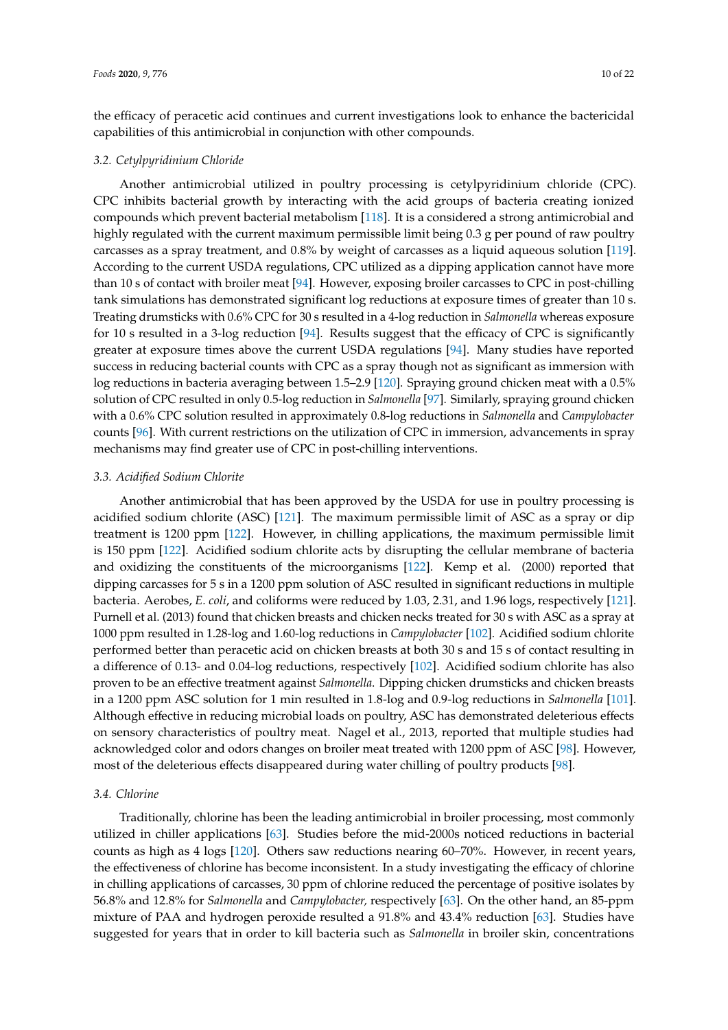the efficacy of peracetic acid continues and current investigations look to enhance the bactericidal capabilities of this antimicrobial in conjunction with other compounds.

### 3.2. Cetylpyridinium Chloride

Another antimicrobial utilized in poultry processing is cetylpyridinium chloride (CPC). CPC inhibits bacterial growth by interacting with the acid groups of bacteria creating ionized compounds which prevent bacterial metabolism [118]. It is a considered a strong antimicrobial and highly regulated with the current maximum permissible limit being 0.3 g per pound of raw poultry carcasses as a spray treatment, and 0.8% by weight of carcasses as a liquid aqueous solution [119]. According to the current USDA regulations, CPC utilized as a dipping application cannot have more than 10 s of contact with broiler meat [94]. However, exposing broiler carcasses to CPC in post-chilling tank simulations has demonstrated significant log reductions at exposure times of greater than 10 s. Treating drumsticks with 0.6% CPC for 30 s resulted in a 4-log reduction in *Salmonella* whereas exposure for 10 s resulted in a 3-log reduction [94]. Results suggest that the efficacy of CPC is significantly greater at exposure times above the current USDA regulations [94]. Many studies have reported success in reducing bacterial counts with CPC as a spray though not as significant as immersion with log reductions in bacteria averaging between 1.5–2.9 [120]. Spraying ground chicken meat with a 0.5% solution of CPC resulted in only 0.5-log reduction in *Salmonella* [97]. Similarly, spraying ground chicken with a 0.6% CPC solution resulted in approximately 0.8-log reductions in *Salmonella* and *Campylobacter* counts [96]. With current restrictions on the utilization of CPC in immersion, advancements in spray mechanisms may find greater use of CPC in post-chilling interventions.

### 3.3. Acidified Sodium Chlorite

Another antimicrobial that has been approved by the USDA for use in poultry processing is acidified sodium chlorite (ASC) [121]. The maximum permissible limit of ASC as a spray or dip treatment is 1200 ppm [122]. However, in chilling applications, the maximum permissible limit is 150 ppm [122]. Acidified sodium chlorite acts by disrupting the cellular membrane of bacteria and oxidizing the constituents of the microorganisms [122]. Kemp et al. (2000) reported that dipping carcasses for 5 s in a 1200 ppm solution of ASC resulted in significant reductions in multiple bacteria. Aerobes, *E. coli*, and coliforms were reduced by 1.03, 2.31, and 1.96 logs, respectively [121]. Purnell et al. (2013) found that chicken breasts and chicken necks treated for 30 s with ASC as a spray at 1000 ppm resulted in 1.28-log and 1.60-log reductions in *Campylobacter* [102]. Acidified sodium chlorite performed better than peracetic acid on chicken breasts at both 30 s and 15 s of contact resulting in a difference of 0.13- and 0.04-log reductions, respectively [102]. Acidified sodium chlorite has also proven to be an effective treatment against *Salmonella*. Dipping chicken drumsticks and chicken breasts in a 1200 ppm ASC solution for 1 min resulted in 1.8-log and 0.9-log reductions in *Salmonella* [101]. Although effective in reducing microbial loads on poultry, ASC has demonstrated deleterious effects on sensory characteristics of poultry meat. Nagel et al., 2013, reported that multiple studies had acknowledged color and odors changes on broiler meat treated with 1200 ppm of ASC [98]. However, most of the deleterious effects disappeared during water chilling of poultry products [98].

### 3.4. Chlorine

Traditionally, chlorine has been the leading antimicrobial in broiler processing, most commonly utilized in chiller applications [63]. Studies before the mid-2000s noticed reductions in bacterial counts as high as 4 logs [120]. Others saw reductions nearing 60–70%. However, in recent years, the effectiveness of chlorine has become inconsistent. In a study investigating the efficacy of chlorine in chilling applications of carcasses, 30 ppm of chlorine reduced the percentage of positive isolates by 56.8% and 12.8% for *Salmonella* and *Campylobacter*, respectively [63]. On the other hand, an 85-ppm mixture of PAA and hydrogen peroxide resulted a 91.8% and 43.4% reduction [63]. Studies have suggested for years that in order to kill bacteria such as *Salmonella* in broiler skin, concentrations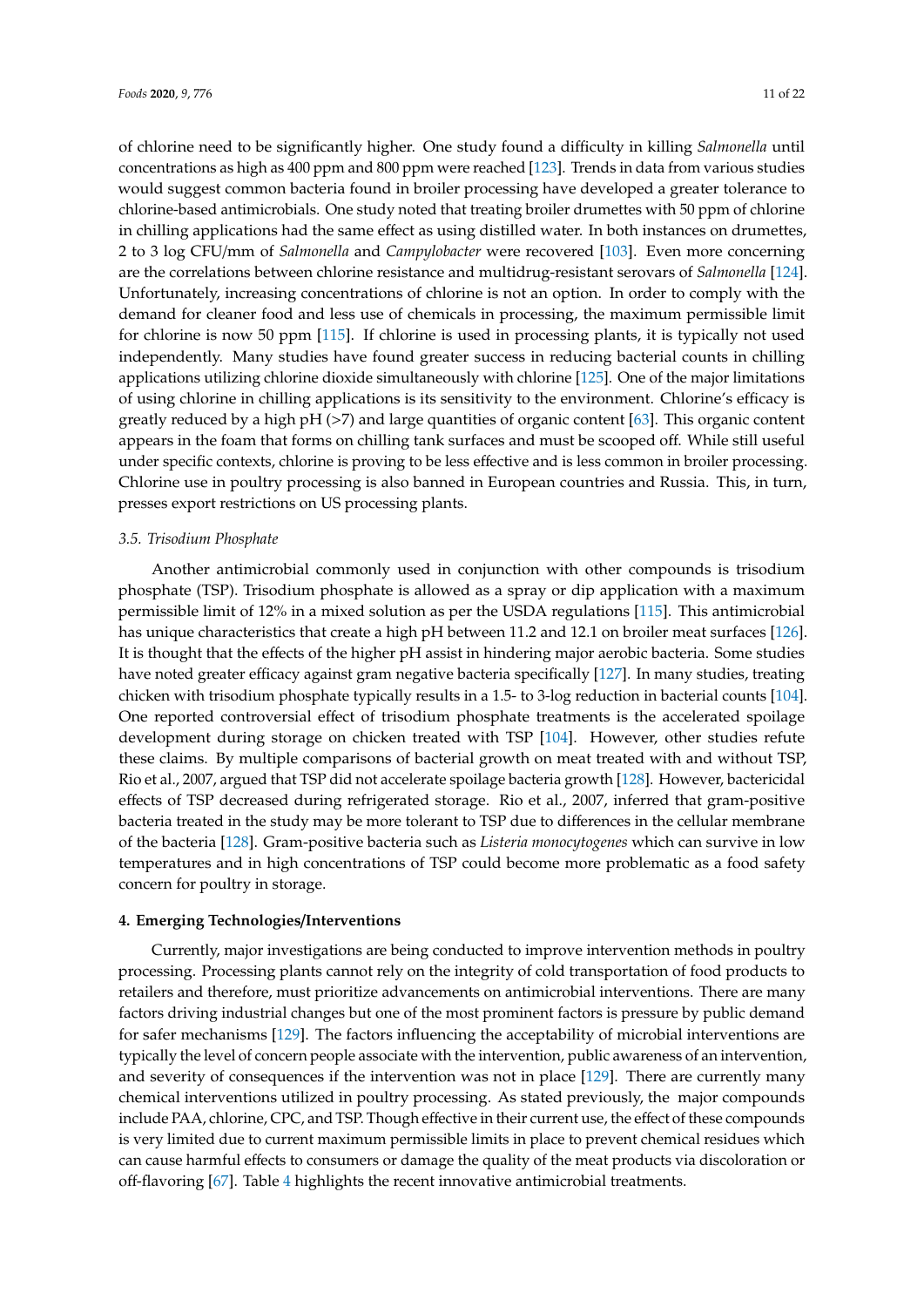of chlorine need to be significantly higher. One study found a difficulty in killing *Salmonella* until concentrations as high as 400 ppm and 800 ppm were reached [123]. Trends in data from various studies would suggest common bacteria found in broiler processing have developed a greater tolerance to chlorine-based antimicrobials. One study noted that treating broiler drumettes with 50 ppm of chlorine in chilling applications had the same effect as using distilled water. In both instances on drumettes, 2 to 3 log CFU/mm of *Salmonella* and *Campylobacter* were recovered [103]. Even more concerning are the correlations between chlorine resistance and multidrug-resistant serovars of *Salmonella* [124]. Unfortunately, increasing concentrations of chlorine is not an option. In order to comply with the demand for cleaner food and less use of chemicals in processing, the maximum permissible limit for chlorine is now 50 ppm [115]. If chlorine is used in processing plants, it is typically not used independently. Many studies have found greater success in reducing bacterial counts in chilling applications utilizing chlorine dioxide simultaneously with chlorine [125]. One of the major limitations of using chlorine in chilling applications is its sensitivity to the environment. Chlorine's efficacy is greatly reduced by a high pH (>7) and large quantities of organic content [63]. This organic content appears in the foam that forms on chilling tank surfaces and must be scooped off. While still useful under specific contexts, chlorine is proving to be less effective and is less common in broiler processing. Chlorine use in poultry processing is also banned in European countries and Russia. This, in turn, presses export restrictions on US processing plants.

### *3.5. Trisodium Phosphate*

Another antimicrobial commonly used in conjunction with other compounds is trisodium phosphate (TSP). Trisodium phosphate is allowed as a spray or dip application with a maximum permissible limit of 12% in a mixed solution as per the USDA regulations [115]. This antimicrobial has unique characteristics that create a high pH between 11.2 and 12.1 on broiler meat surfaces [126]. It is thought that the effects of the higher pH assist in hindering major aerobic bacteria. Some studies have noted greater efficacy against gram negative bacteria specifically [127]. In many studies, treating chicken with trisodium phosphate typically results in a 1.5- to 3-log reduction in bacterial counts [104]. One reported controversial effect of trisodium phosphate treatments is the accelerated spoilage development during storage on chicken treated with TSP [104]. However, other studies refute these claims. By multiple comparisons of bacterial growth on meat treated with and without TSP, Rio et al., 2007, argued that TSP did not accelerate spoilage bacteria growth [128]. However, bactericidal effects of TSP decreased during refrigerated storage. Rio et al., 2007, inferred that gram-positive bacteria treated in the study may be more tolerant to TSP due to differences in the cellular membrane of the bacteria [128]. Gram-positive bacteria such as *Listeria monocytogenes* which can survive in low temperatures and in high concentrations of TSP could become more problematic as a food safety concern for poultry in storage.

## **4. Emerging Technologies/Interventions**

Currently, major investigations are being conducted to improve intervention methods in poultry processing. Processing plants cannot rely on the integrity of cold transportation of food products to retailers and therefore, must prioritize advancements on antimicrobial interventions. There are many factors driving industrial changes but one of the most prominent factors is pressure by public demand for safer mechanisms [129]. The factors influencing the acceptability of microbial interventions are typically the level of concern people associate with the intervention, public awareness of an intervention, and severity of consequences if the intervention was not in place [129]. There are currently many chemical interventions utilized in poultry processing. As stated previously, the major compounds include PAA, chlorine, CPC, and TSP. Though effective in their current use, the effect of these compounds is very limited due to current maximum permissible limits in place to prevent chemical residues which can cause harmful effects to consumers or damage the quality of the meat products via discoloration or off-flavoring [67]. Table 4 highlights the recent innovative antimicrobial treatments.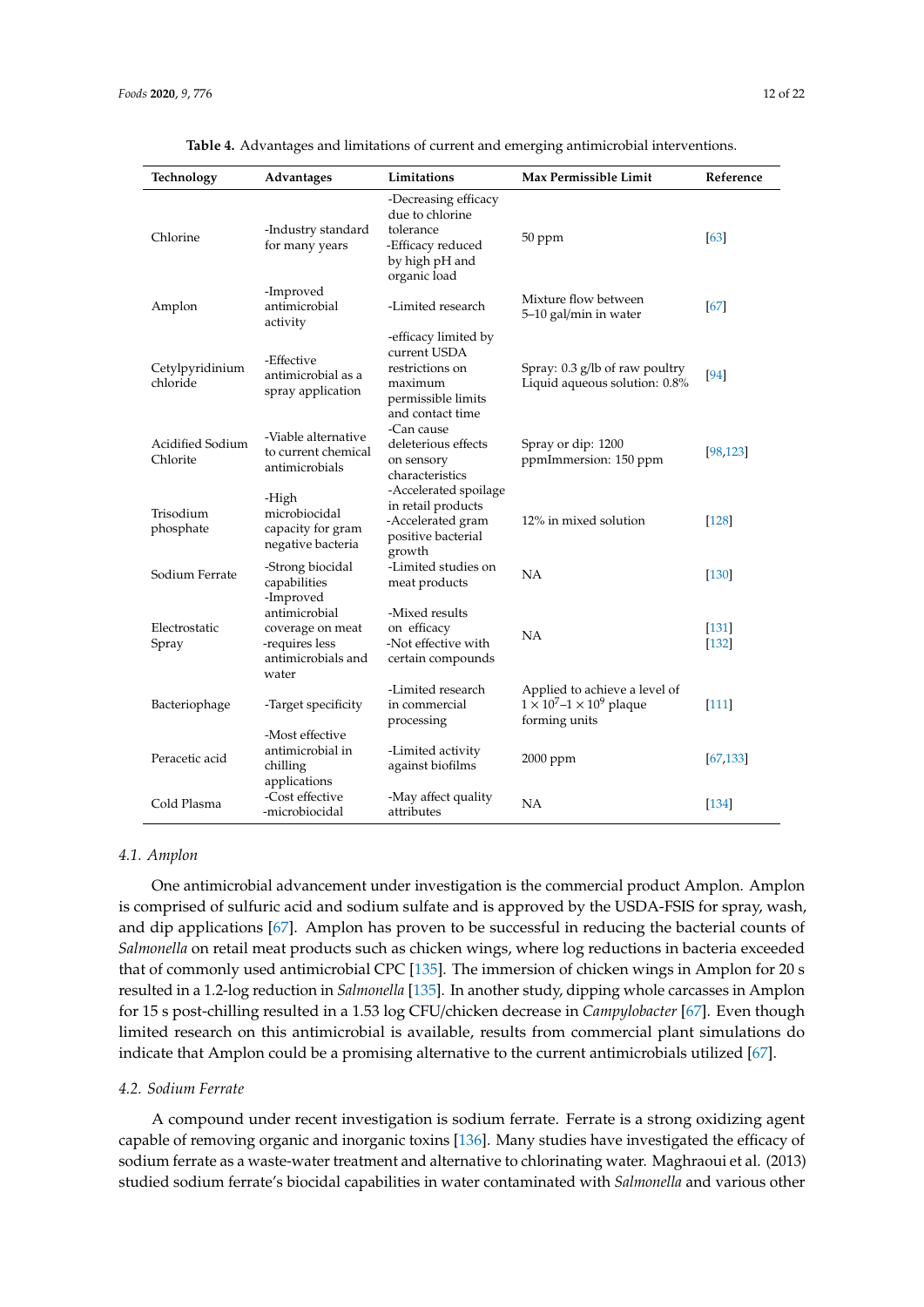**Table 4.** Advantages and limitations of current and emerging antimicrobial interventions.

| Technology | Advantages | Limitations | Max Permissible Limit | Reference |
|---|---|---|---|---|
| Chlorine | -Industry standard for many years | -Decreasing efficacy due to chlorine tolerance -Efficacy reduced by high pH and organic load | 50 ppm | [63] |
| Amplon | -Improved antimicrobial activity | -Limited research | Mixture flow between 5–10 gal/min in water | [67] |
| Cetylpyridinium chloride | -Effective antimicrobial as a spray application | -efficacy limited by current USDA restrictions on maximum permissible limits and contact time | Spray: 0.3 g/lb of raw poultry Liquid aqueous solution: 0.8% | [94] |
| Acidified Sodium Chlorite | -Viable alternative to current chemical antimicrobials | -Can cause deleterious effects on sensory characteristics | Spray or dip: 1200 ppmImmersion: 150 ppm | [98,123] |
| Trisodium phosphate | -High microbiocidal capacity for gram negative bacteria | -Accelerated spoilage in retail products -Accelerated gram positive bacterial growth | 12% in mixed solution | [128] |
| Sodium Ferrate | -Strong biocidal capabilities | -Limited studies on meat products | NA | [130] |
| Electrostatic Spray | -Improved antimicrobial coverage on meat -requires less antimicrobials and water | -Mixed results on efficacy -Not effective with certain compounds | NA | [131] [132] |
| Bacteriophage | -Target specificity | -Limited research in commercial processing | Applied to achieve a level of $1 \times 10^7$–$1 \times 10^9$ plaque forming units | [111] |
| Peracetic acid | -Most effective antimicrobial in chilling applications | -Limited activity against biofilms | 2000 ppm | [67,133] |
| Cold Plasma | -Cost effective -microbiocidal | -May affect quality attributes | NA | [134] |

### 4.1. Amplon

One antimicrobial advancement under investigation is the commercial product Amplon. Amplon is comprised of sulfuric acid and sodium sulfate and is approved by the USDA-FSIS for spray, wash, and dip applications [67]. Amplon has proven to be successful in reducing the bacterial counts of *Salmonella* on retail meat products such as chicken wings, where log reductions in bacteria exceeded that of commonly used antimicrobial CPC [135]. The immersion of chicken wings in Amplon for 20 s resulted in a 1.2-log reduction in *Salmonella* [135]. In another study, dipping whole carcasses in Amplon for 15 s post-chilling resulted in a 1.53 log CFU/chicken decrease in *Campylobacter* [67]. Even though limited research on this antimicrobial is available, results from commercial plant simulations do indicate that Amplon could be a promising alternative to the current antimicrobials utilized [67].

### 4.2. Sodium Ferrate

A compound under recent investigation is sodium ferrate. Ferrate is a strong oxidizing agent capable of removing organic and inorganic toxins [136]. Many studies have investigated the efficacy of sodium ferrate as a waste-water treatment and alternative to chlorinating water. Maghraoui et al. (2013) studied sodium ferrate's biocidal capabilities in water contaminated with *Salmonella* and various other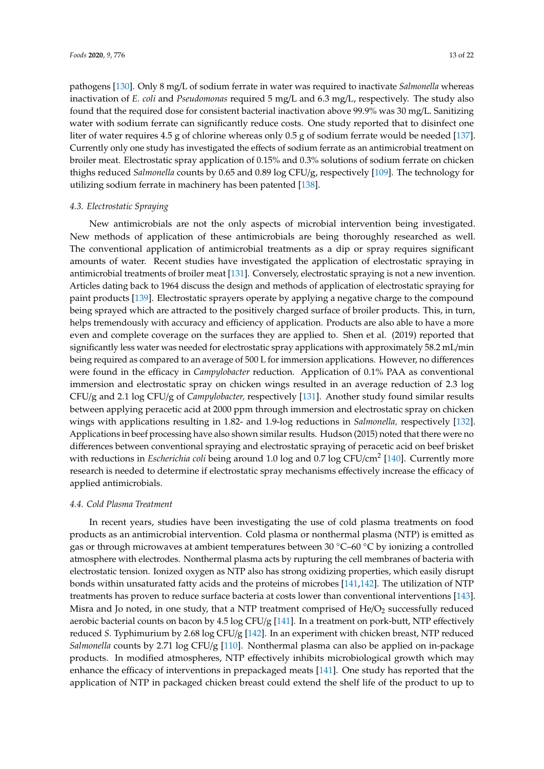pathogens [130]. Only 8 mg/L of sodium ferrate in water was required to inactivate *Salmonella* whereas inactivation of *E. coli* and *Pseudomonas* required 5 mg/L and 6.3 mg/L, respectively. The study also found that the required dose for consistent bacterial inactivation above 99.9% was 30 mg/L. Sanitizing water with sodium ferrate can significantly reduce costs. One study reported that to disinfect one liter of water requires 4.5 g of chlorine whereas only 0.5 g of sodium ferrate would be needed [137]. Currently only one study has investigated the effects of sodium ferrate as an antimicrobial treatment on broiler meat. Electrostatic spray application of 0.15% and 0.3% solutions of sodium ferrate on chicken thighs reduced *Salmonella* counts by 0.65 and 0.89 log CFU/g, respectively [109]. The technology for utilizing sodium ferrate in machinery has been patented [138].

### 4.3. Electrostatic Spraying

New antimicrobials are not the only aspects of microbial intervention being investigated. New methods of application of these antimicrobials are being thoroughly researched as well. The conventional application of antimicrobial treatments as a dip or spray requires significant amounts of water. Recent studies have investigated the application of electrostatic spraying in antimicrobial treatments of broiler meat [131]. Conversely, electrostatic spraying is not a new invention. Articles dating back to 1964 discuss the design and methods of application of electrostatic spraying for paint products [139]. Electrostatic sprayers operate by applying a negative charge to the compound being sprayed which are attracted to the positively charged surface of broiler products. This, in turn, helps tremendously with accuracy and efficiency of application. Products are also able to have a more even and complete coverage on the surfaces they are applied to. Shen et al. (2019) reported that significantly less water was needed for electrostatic spray applications with approximately 58.2 mL/min being required as compared to an average of 500 L for immersion applications. However, no differences were found in the efficacy in *Campylobacter* reduction. Application of 0.1% PAA as conventional immersion and electrostatic spray on chicken wings resulted in an average reduction of 2.3 log CFU/g and 2.1 log CFU/g of *Campylobacter*, respectively [131]. Another study found similar results between applying peracetic acid at 2000 ppm through immersion and electrostatic spray on chicken wings with applications resulting in 1.82- and 1.9-log reductions in *Salmonella*, respectively [132]. Applications in beef processing have also shown similar results. Hudson (2015) noted that there were no differences between conventional spraying and electrostatic spraying of peracetic acid on beef brisket with reductions in *Escherichia coli* being around 1.0 log and 0.7 log CFU/cm$^2$ [140]. Currently more research is needed to determine if electrostatic spray mechanisms effectively increase the efficacy of applied antimicrobials.

### 4.4. Cold Plasma Treatment

In recent years, studies have been investigating the use of cold plasma treatments on food products as an antimicrobial intervention. Cold plasma or nonthermal plasma (NTP) is emitted as gas or through microwaves at ambient temperatures between 30 °C–60 °C by ionizing a controlled atmosphere with electrodes. Nonthermal plasma acts by rupturing the cell membranes of bacteria with electrostatic tension. Ionized oxygen as NTP also has strong oxidizing properties, which easily disrupt bonds within unsaturated fatty acids and the proteins of microbes [141,142]. The utilization of NTP treatments has proven to reduce surface bacteria at costs lower than conventional interventions [143]. Misra and Jo noted, in one study, that a NTP treatment comprised of He/$O_2$ successfully reduced aerobic bacterial counts on bacon by 4.5 log CFU/g [141]. In a treatment on pork-butt, NTP effectively reduced *S.* Typhimurium by 2.68 log CFU/g [142]. In an experiment with chicken breast, NTP reduced *Salmonella* counts by 2.71 log CFU/g [110]. Nonthermal plasma can also be applied on in-package products. In modified atmospheres, NTP effectively inhibits microbiological growth which may enhance the efficacy of interventions in prepackaged meats [141]. One study has reported that the application of NTP in packaged chicken breast could extend the shelf life of the product to up to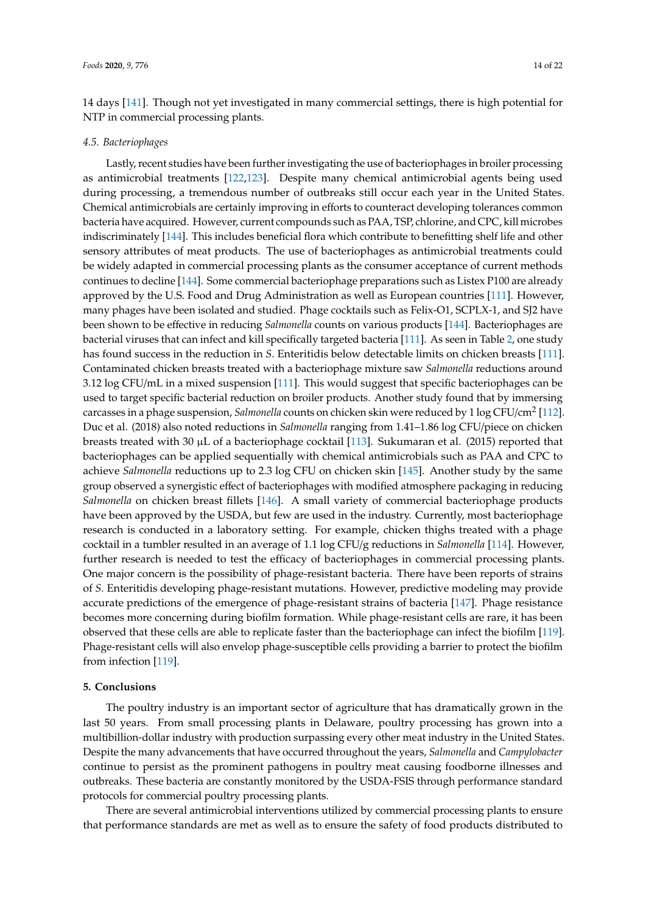14 days [141]. Though not yet investigated in many commercial settings, there is high potential for NTP in commercial processing plants.

### 4.5. Bacteriophages

Lastly, recent studies have been further investigating the use of bacteriophages in broiler processing as antimicrobial treatments [122,123]. Despite many chemical antimicrobial agents being used during processing, a tremendous number of outbreaks still occur each year in the United States. Chemical antimicrobials are certainly improving in efforts to counteract developing tolerances common bacteria have acquired. However, current compounds such as PAA, TSP, chlorine, and CPC, kill microbes indiscriminately [144]. This includes beneficial flora which contribute to benefitting shelf life and other sensory attributes of meat products. The use of bacteriophages as antimicrobial treatments could be widely adapted in commercial processing plants as the consumer acceptance of current methods continues to decline [144]. Some commercial bacteriophage preparations such as Listex P100 are already approved by the U.S. Food and Drug Administration as well as European countries [111]. However, many phages have been isolated and studied. Phage cocktails such as Felix-O1, SCPLX-1, and SJ2 have been shown to be effective in reducing *Salmonella* counts on various products [144]. Bacteriophages are bacterial viruses that can infect and kill specifically targeted bacteria [111]. As seen in Table 2, one study has found success in the reduction in *S.* Enteritidis below detectable limits on chicken breasts [111]. Contaminated chicken breasts treated with a bacteriophage mixture saw *Salmonella* reductions around 3.12 log CFU/mL in a mixed suspension [111]. This would suggest that specific bacteriophages can be used to target specific bacterial reduction on broiler products. Another study found that by immersing carcasses in a phage suspension, *Salmonella* counts on chicken skin were reduced by 1 log CFU/cm$^2$ [112]. Duc et al. (2018) also noted reductions in *Salmonella* ranging from 1.41–1.86 log CFU/piece on chicken breasts treated with 30 μL of a bacteriophage cocktail [113]. Sukumaran et al. (2015) reported that bacteriophages can be applied sequentially with chemical antimicrobials such as PAA and CPC to achieve *Salmonella* reductions up to 2.3 log CFU on chicken skin [145]. Another study by the same group observed a synergistic effect of bacteriophages with modified atmosphere packaging in reducing *Salmonella* on chicken breast fillets [146]. A small variety of commercial bacteriophage products have been approved by the USDA, but few are used in the industry. Currently, most bacteriophage research is conducted in a laboratory setting. For example, chicken thighs treated with a phage cocktail in a tumbler resulted in an average of 1.1 log CFU/g reductions in *Salmonella* [114]. However, further research is needed to test the efficacy of bacteriophages in commercial processing plants. One major concern is the possibility of phage-resistant bacteria. There have been reports of strains of *S.* Enteritidis developing phage-resistant mutations. However, predictive modeling may provide accurate predictions of the emergence of phage-resistant strains of bacteria [147]. Phage resistance becomes more concerning during biofilm formation. While phage-resistant cells are rare, it has been observed that these cells are able to replicate faster than the bacteriophage can infect the biofilm [119]. Phage-resistant cells will also envelop phage-susceptible cells providing a barrier to protect the biofilm from infection [119].

## 5. Conclusions

The poultry industry is an important sector of agriculture that has dramatically grown in the last 50 years. From small processing plants in Delaware, poultry processing has grown into a multibillion-dollar industry with production surpassing every other meat industry in the United States. Despite the many advancements that have occurred throughout the years, *Salmonella* and *Campylobacter* continue to persist as the prominent pathogens in poultry meat causing foodborne illnesses and outbreaks. These bacteria are constantly monitored by the USDA-FSIS through performance standard protocols for commercial poultry processing plants.

There are several antimicrobial interventions utilized by commercial processing plants to ensure that performance standards are met as well as to ensure the safety of food products distributed to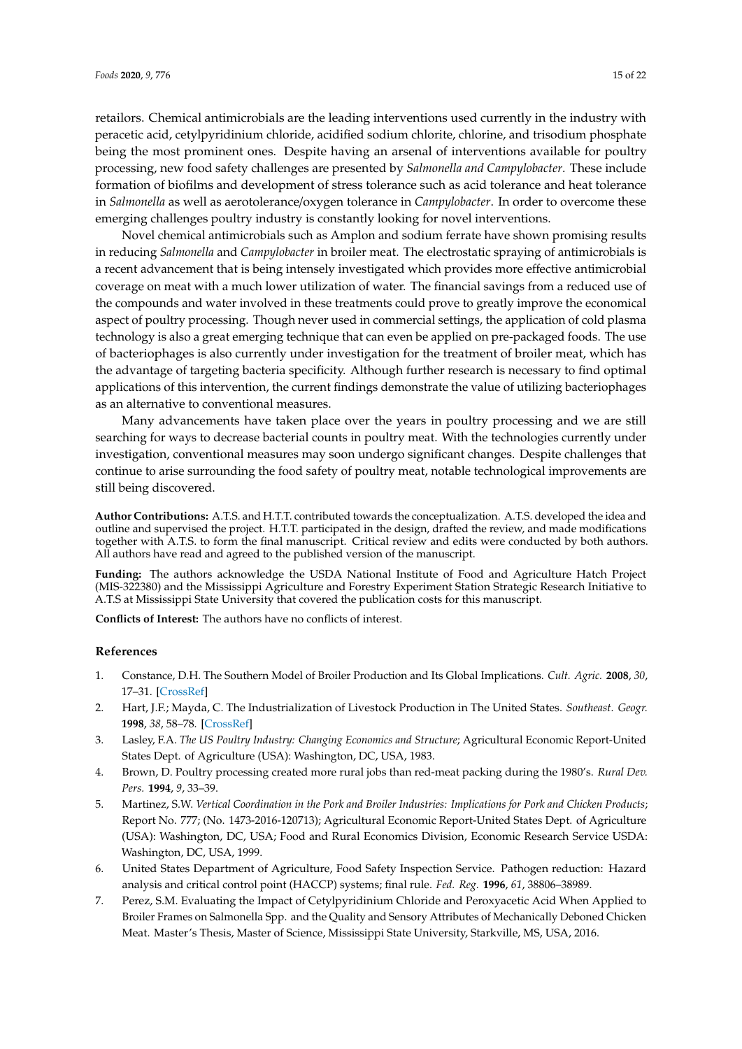retailors. Chemical antimicrobials are the leading interventions used currently in the industry with peracetic acid, cetylpyridinium chloride, acidified sodium chlorite, chlorine, and trisodium phosphate being the most prominent ones. Despite having an arsenal of interventions available for poultry processing, new food safety challenges are presented by *Salmonella and Campylobacter*. These include formation of biofilms and development of stress tolerance such as acid tolerance and heat tolerance in *Salmonella* as well as aerotolerance/oxygen tolerance in *Campylobacter*. In order to overcome these emerging challenges poultry industry is constantly looking for novel interventions.

Novel chemical antimicrobials such as Amplon and sodium ferrate have shown promising results in reducing *Salmonella* and *Campylobacter* in broiler meat. The electrostatic spraying of antimicrobials is a recent advancement that is being intensely investigated which provides more effective antimicrobial coverage on meat with a much lower utilization of water. The financial savings from a reduced use of the compounds and water involved in these treatments could prove to greatly improve the economical aspect of poultry processing. Though never used in commercial settings, the application of cold plasma technology is also a great emerging technique that can even be applied on pre-packaged foods. The use of bacteriophages is also currently under investigation for the treatment of broiler meat, which has the advantage of targeting bacteria specificity. Although further research is necessary to find optimal applications of this intervention, the current findings demonstrate the value of utilizing bacteriophages as an alternative to conventional measures.

Many advancements have taken place over the years in poultry processing and we are still searching for ways to decrease bacterial counts in poultry meat. With the technologies currently under investigation, conventional measures may soon undergo significant changes. Despite challenges that continue to arise surrounding the food safety of poultry meat, notable technological improvements are still being discovered.

**Author Contributions:** A.T.S. and H.T.T. contributed towards the conceptualization. A.T.S. developed the idea and outline and supervised the project. H.T.T. participated in the design, drafted the review, and made modifications together with A.T.S. to form the final manuscript. Critical review and edits were conducted by both authors. All authors have read and agreed to the published version of the manuscript.

**Funding:** The authors acknowledge the USDA National Institute of Food and Agriculture Hatch Project (MIS-322380) and the Mississippi Agriculture and Forestry Experiment Station Strategic Research Initiative to A.T.S at Mississippi State University that covered the publication costs for this manuscript.

**Conflicts of Interest:** The authors have no conflicts of interest.

## References

1. Constance, D.H. The Southern Model of Broiler Production and Its Global Implications. *Cult. Agric.* **2008**, *30*, 17–31. [CrossRef]
2. Hart, J.F.; Mayda, C. The Industrialization of Livestock Production in The United States. *Southeast. Geogr.* **1998**, *38*, 58–78. [CrossRef]
3. Lasley, F.A. *The US Poultry Industry: Changing Economics and Structure*; Agricultural Economic Report-United States Dept. of Agriculture (USA): Washington, DC, USA, 1983.
4. Brown, D. Poultry processing created more rural jobs than red-meat packing during the 1980's. *Rural Dev. Pers.* **1994**, *9*, 33–39.
5. Martinez, S.W. *Vertical Coordination in the Pork and Broiler Industries: Implications for Pork and Chicken Products*; Report No. 777; (No. 1473-2016-120713); Agricultural Economic Report-United States Dept. of Agriculture (USA): Washington, DC, USA; Food and Rural Economics Division, Economic Research Service USDA: Washington, DC, USA, 1999.
6. United States Department of Agriculture, Food Safety Inspection Service. Pathogen reduction: Hazard analysis and critical control point (HACCP) systems; final rule. *Fed. Reg.* **1996**, *61*, 38806–38989.
7. Perez, S.M. Evaluating the Impact of Cetylpyridinium Chloride and Peroxyacetic Acid When Applied to Broiler Frames on Salmonella Spp. and the Quality and Sensory Attributes of Mechanically Deboned Chicken Meat. Master's Thesis, Master of Science, Mississippi State University, Starkville, MS, USA, 2016.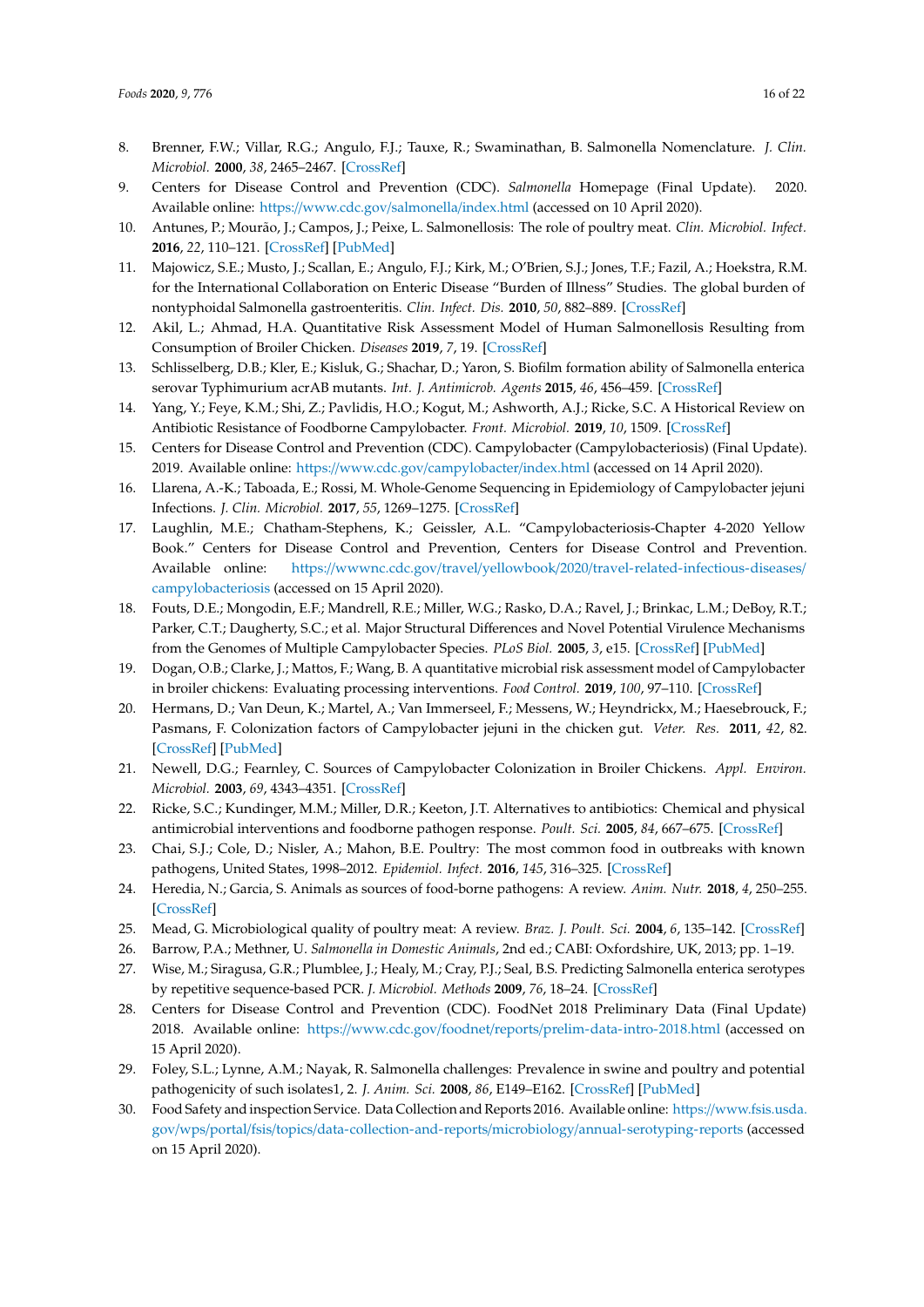8. Brenner, F.W.; Villar, R.G.; Angulo, F.J.; Tauxe, R.; Swaminathan, B. Salmonella Nomenclature. *J. Clin. Microbiol.* **2000**, *38*, 2465–2467. [CrossRef]
9. Centers for Disease Control and Prevention (CDC). *Salmonella* Homepage (Final Update). 2020. Available online: https://www.cdc.gov/salmonella/index.html (accessed on 10 April 2020).
10. Antunes, P.; Mourão, J.; Campos, J.; Peixe, L. Salmonellosis: The role of poultry meat. *Clin. Microbiol. Infect.* **2016**, *22*, 110–121. [CrossRef] [PubMed]
11. Majowicz, S.E.; Musto, J.; Scallan, E.; Angulo, F.J.; Kirk, M.; O'Brien, S.J.; Jones, T.F.; Fazil, A.; Hoekstra, R.M. for the International Collaboration on Enteric Disease "Burden of Illness" Studies. The global burden of nontyphoidal Salmonella gastroenteritis. *Clin. Infect. Dis.* **2010**, *50*, 882–889. [CrossRef]
12. Akil, L.; Ahmad, H.A. Quantitative Risk Assessment Model of Human Salmonellosis Resulting from Consumption of Broiler Chicken. *Diseases* **2019**, *7*, 19. [CrossRef]
13. Schlisselberg, D.B.; Kler, E.; Kisluk, G.; Shachar, D.; Yaron, S. Biofilm formation ability of Salmonella enterica serovar Typhimurium acrAB mutants. *Int. J. Antimicrob. Agents* **2015**, *46*, 456–459. [CrossRef]
14. Yang, Y.; Feye, K.M.; Shi, Z.; Pavlidis, H.O.; Kogut, M.; Ashworth, A.J.; Ricke, S.C. A Historical Review on Antibiotic Resistance of Foodborne Campylobacter. *Front. Microbiol.* **2019**, *10*, 1509. [CrossRef]
15. Centers for Disease Control and Prevention (CDC). Campylobacter (Campylobacteriosis) (Final Update). 2019. Available online: https://www.cdc.gov/campylobacter/index.html (accessed on 14 April 2020).
16. Llarena, A.-K.; Taboada, E.; Rossi, M. Whole-Genome Sequencing in Epidemiology of Campylobacter jejuni Infections. *J. Clin. Microbiol.* **2017**, *55*, 1269–1275. [CrossRef]
17. Laughlin, M.E.; Chatham-Stephens, K.; Geissler, A.L. "Campylobacteriosis-Chapter 4-2020 Yellow Book." Centers for Disease Control and Prevention, Centers for Disease Control and Prevention. Available online: https://wwwnc.cdc.gov/travel/yellowbook/2020/travel-related-infectious-diseases/campylobacteriosis (accessed on 15 April 2020).
18. Fouts, D.E.; Mongodin, E.F.; Mandrell, R.E.; Miller, W.G.; Rasko, D.A.; Ravel, J.; Brinkac, L.M.; DeBoy, R.T.; Parker, C.T.; Daugherty, S.C.; et al. Major Structural Differences and Novel Potential Virulence Mechanisms from the Genomes of Multiple Campylobacter Species. *PLoS Biol.* **2005**, *3*, e15. [CrossRef] [PubMed]
19. Dogan, O.B.; Clarke, J.; Mattos, F.; Wang, B. A quantitative microbial risk assessment model of Campylobacter in broiler chickens: Evaluating processing interventions. *Food Control.* **2019**, *100*, 97–110. [CrossRef]
20. Hermans, D.; Van Deun, K.; Martel, A.; Van Immerseel, F.; Messens, W.; Heyndrickx, M.; Haesebrouck, F.; Pasmans, F. Colonization factors of Campylobacter jejuni in the chicken gut. *Veter. Res.* **2011**, *42*, 82. [CrossRef] [PubMed]
21. Newell, D.G.; Fearnley, C. Sources of Campylobacter Colonization in Broiler Chickens. *Appl. Environ. Microbiol.* **2003**, *69*, 4343–4351. [CrossRef]
22. Ricke, S.C.; Kundinger, M.M.; Miller, D.R.; Keeton, J.T. Alternatives to antibiotics: Chemical and physical antimicrobial interventions and foodborne pathogen response. *Poult. Sci.* **2005**, *84*, 667–675. [CrossRef]
23. Chai, S.J.; Cole, D.; Nisler, A.; Mahon, B.E. Poultry: The most common food in outbreaks with known pathogens, United States, 1998–2012. *Epidemiol. Infect.* **2016**, *145*, 316–325. [CrossRef]
24. Heredia, N.; Garcia, S. Animals as sources of food-borne pathogens: A review. *Anim. Nutr.* **2018**, *4*, 250–255. [CrossRef]
25. Mead, G. Microbiological quality of poultry meat: A review. *Braz. J. Poult. Sci.* **2004**, *6*, 135–142. [CrossRef]
26. Barrow, P.A.; Methner, U. *Salmonella in Domestic Animals*, 2nd ed.; CABI: Oxfordshire, UK, 2013; pp. 1–19.
27. Wise, M.; Siragusa, G.R.; Plumblee, J.; Healy, M.; Cray, P.J.; Seal, B.S. Predicting Salmonella enterica serotypes by repetitive sequence-based PCR. *J. Microbiol. Methods* **2009**, *76*, 18–24. [CrossRef]
28. Centers for Disease Control and Prevention (CDC). FoodNet 2018 Preliminary Data (Final Update) 2018. Available online: https://www.cdc.gov/foodnet/reports/prelim-data-intro-2018.html (accessed on 15 April 2020).
29. Foley, S.L.; Lynne, A.M.; Nayak, R. Salmonella challenges: Prevalence in swine and poultry and potential pathogenicity of such isolates1, 2. *J. Anim. Sci.* **2008**, *86*, E149–E162. [CrossRef] [PubMed]
30. Food Safety and inspection Service. Data Collection and Reports 2016. Available online: https://www.fsis.usda.gov/wps/portal/fsis/topics/data-collection-and-reports/microbiology/annual-serotyping-reports (accessed on 15 April 2020).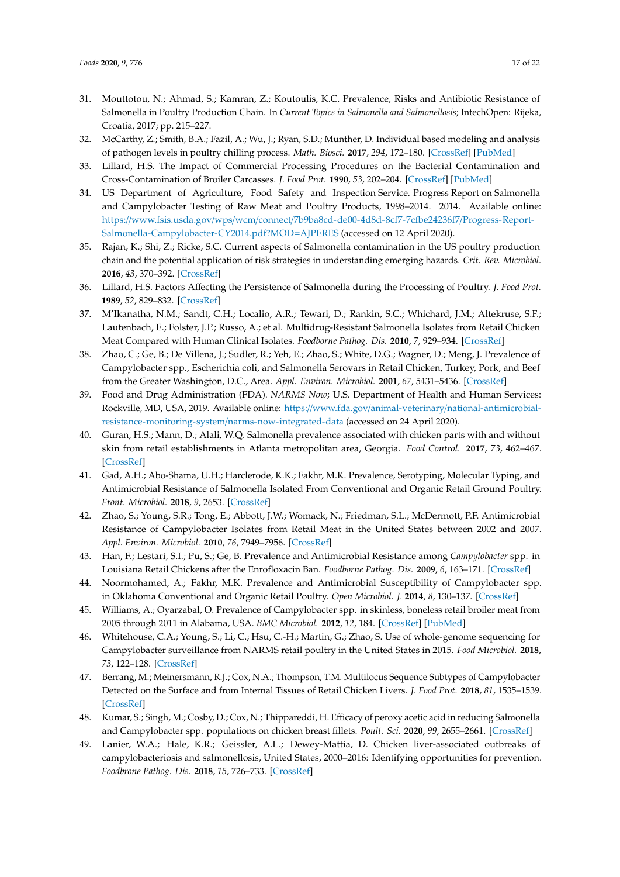31. Mouttotou, N.; Ahmad, S.; Kamran, Z.; Koutoulis, K.C. Prevalence, Risks and Antibiotic Resistance of Salmonella in Poultry Production Chain. In *Current Topics in Salmonella and Salmonellosis*; IntechOpen: Rijeka, Croatia, 2017; pp. 215–227.
32. McCarthy, Z.; Smith, B.A.; Fazil, A.; Wu, J.; Ryan, S.D.; Munther, D. Individual based modeling and analysis of pathogen levels in poultry chilling process. *Math. Biosci.* **2017**, *294*, 172–180. [CrossRef] [PubMed]
33. Lillard, H.S. The Impact of Commercial Processing Procedures on the Bacterial Contamination and Cross-Contamination of Broiler Carcasses. *J. Food Prot.* **1990**, *53*, 202–204. [CrossRef] [PubMed]
34. US Department of Agriculture, Food Safety and Inspection Service. Progress Report on Salmonella and Campylobacter Testing of Raw Meat and Poultry Products, 1998–2014. 2014. Available online: https://www.fsis.usda.gov/wps/wcm/connect/7b9ba8cd-de00-4d8d-8cf7-7cfbe24236f7/Progress-Report-Salmonella-Campylobacter-CY2014.pdf?MOD=AJPERES (accessed on 12 April 2020).
35. Rajan, K.; Shi, Z.; Ricke, S.C. Current aspects of Salmonella contamination in the US poultry production chain and the potential application of risk strategies in understanding emerging hazards. *Crit. Rev. Microbiol.* **2016**, *43*, 370–392. [CrossRef]
36. Lillard, H.S. Factors Affecting the Persistence of Salmonella during the Processing of Poultry. *J. Food Prot.* **1989**, *52*, 829–832. [CrossRef]
37. M'Ikanatha, N.M.; Sandt, C.H.; Localio, A.R.; Tewari, D.; Rankin, S.C.; Whichard, J.M.; Altekruse, S.F.; Lautenbach, E.; Folster, J.P.; Russo, A.; et al. Multidrug-Resistant Salmonella Isolates from Retail Chicken Meat Compared with Human Clinical Isolates. *Foodborne Pathog. Dis.* **2010**, *7*, 929–934. [CrossRef]
38. Zhao, C.; Ge, B.; De Villena, J.; Sudler, R.; Yeh, E.; Zhao, S.; White, D.G.; Wagner, D.; Meng, J. Prevalence of Campylobacter spp., Escherichia coli, and Salmonella Serovars in Retail Chicken, Turkey, Pork, and Beef from the Greater Washington, D.C., Area. *Appl. Environ. Microbiol.* **2001**, *67*, 5431–5436. [CrossRef]
39. Food and Drug Administration (FDA). *NARMS Now*; U.S. Department of Health and Human Services: Rockville, MD, USA, 2019. Available online: https://www.fda.gov/animal-veterinary/national-antimicrobial-resistance-monitoring-system/narms-now-integrated-data (accessed on 24 April 2020).
40. Guran, H.S.; Mann, D.; Alali, W.Q. Salmonella prevalence associated with chicken parts with and without skin from retail establishments in Atlanta metropolitan area, Georgia. *Food Control.* **2017**, *73*, 462–467. [CrossRef]
41. Gad, A.H.; Abo-Shama, U.H.; Harclerode, K.K.; Fakhr, M.K. Prevalence, Serotyping, Molecular Typing, and Antimicrobial Resistance of Salmonella Isolated From Conventional and Organic Retail Ground Poultry. *Front. Microbiol.* **2018**, *9*, 2653. [CrossRef]
42. Zhao, S.; Young, S.R.; Tong, E.; Abbott, J.W.; Womack, N.; Friedman, S.L.; McDermott, P.F. Antimicrobial Resistance of Campylobacter Isolates from Retail Meat in the United States between 2002 and 2007. *Appl. Environ. Microbiol.* **2010**, *76*, 7949–7956. [CrossRef]
43. Han, F.; Lestari, S.I.; Pu, S.; Ge, B. Prevalence and Antimicrobial Resistance among *Campylobacter* spp. in Louisiana Retail Chickens after the Enrofloxacin Ban. *Foodborne Pathog. Dis.* **2009**, *6*, 163–171. [CrossRef]
44. Noormohamed, A.; Fakhr, M.K. Prevalence and Antimicrobial Susceptibility of Campylobacter spp. in Oklahoma Conventional and Organic Retail Poultry. *Open Microbiol. J.* **2014**, *8*, 130–137. [CrossRef]
45. Williams, A.; Oyarzabal, O. Prevalence of Campylobacter spp. in skinless, boneless retail broiler meat from 2005 through 2011 in Alabama, USA. *BMC Microbiol.* **2012**, *12*, 184. [CrossRef] [PubMed]
46. Whitehouse, C.A.; Young, S.; Li, C.; Hsu, C.-H.; Martin, G.; Zhao, S. Use of whole-genome sequencing for Campylobacter surveillance from NARMS retail poultry in the United States in 2015. *Food Microbiol.* **2018**, *73*, 122–128. [CrossRef]
47. Berrang, M.; Meinersmann, R.J.; Cox, N.A.; Thompson, T.M. Multilocus Sequence Subtypes of Campylobacter Detected on the Surface and from Internal Tissues of Retail Chicken Livers. *J. Food Prot.* **2018**, *81*, 1535–1539. [CrossRef]
48. Kumar, S.; Singh, M.; Cosby, D.; Cox, N.; Thippareddi, H. Efficacy of peroxy acetic acid in reducing Salmonella and Campylobacter spp. populations on chicken breast fillets. *Poult. Sci.* **2020**, *99*, 2655–2661. [CrossRef]
49. Lanier, W.A.; Hale, K.R.; Geissler, A.L.; Dewey-Mattia, D. Chicken liver-associated outbreaks of campylobacteriosis and salmonellosis, United States, 2000–2016: Identifying opportunities for prevention. *Foodbrone Pathog. Dis.* **2018**, *15*, 726–733. [CrossRef]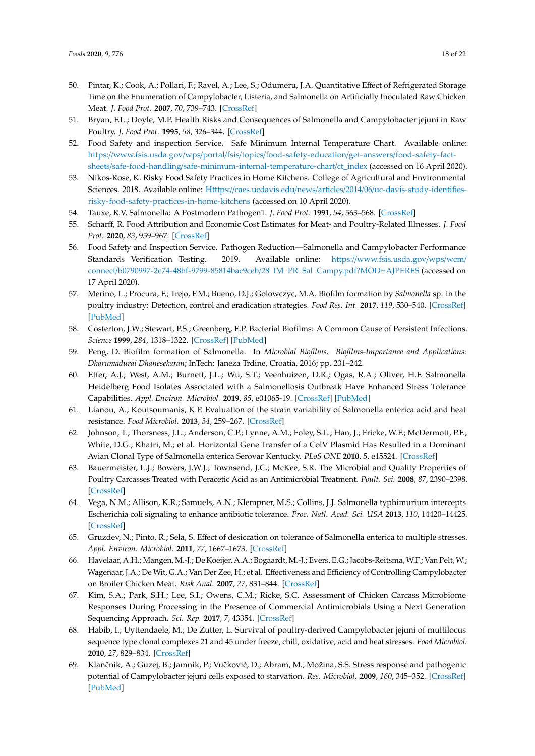50. Pintar, K.; Cook, A.; Pollari, F.; Ravel, A.; Lee, S.; Odumeru, J.A. Quantitative Effect of Refrigerated Storage Time on the Enumeration of Campylobacter, Listeria, and Salmonella on Artificially Inoculated Raw Chicken Meat. *J. Food Prot.* **2007**, *70*, 739–743. [CrossRef]
51. Bryan, F.L.; Doyle, M.P. Health Risks and Consequences of Salmonella and Campylobacter jejuni in Raw Poultry. *J. Food Prot.* **1995**, *58*, 326–344. [CrossRef]
52. Food Safety and inspection Service. Safe Minimum Internal Temperature Chart. Available online: https://www.fsis.usda.gov/wps/portal/fsis/topics/food-safety-education/get-answers/food-safety-fact-sheets/safe-food-handling/safe-minimum-internal-temperature-chart/ct_index (accessed on 16 April 2020).
53. Nikos-Rose, K. Risky Food Safety Practices in Home Kitchens. College of Agricultural and Environmental Sciences. 2018. Available online: Htttps://caes.ucdavis.edu/news/articles/2014/06/uc-davis-study-identifies-risky-food-safety-practices-in-home-kitchens (accessed on 10 April 2020).
54. Tauxe, R.V. Salmonella: A Postmodern Pathogen1. *J. Food Prot.* **1991**, *54*, 563–568. [CrossRef]
55. Scharff, R. Food Attribution and Economic Cost Estimates for Meat- and Poultry-Related Illnesses. *J. Food Prot.* **2020**, *83*, 959–967. [CrossRef]
56. Food Safety and Inspection Service. Pathogen Reduction—Salmonella and Campylobacter Performance Standards Verification Testing. 2019. Available online: https://www.fsis.usda.gov/wps/wcm/connect/b0790997-2e74-48bf-9799-85814bac9ceb/28_IM_PR_Sal_Campy.pdf?MOD=AJPERES (accessed on 17 April 2020).
57. Merino, L.; Procura, F.; Trejo, F.M.; Bueno, D.J.; Golowczyc, M.A. Biofilm formation by *Salmonella* sp. in the poultry industry: Detection, control and eradication strategies. *Food Res. Int.* **2017**, *119*, 530–540. [CrossRef] [PubMed]
58. Costerton, J.W.; Stewart, P.S.; Greenberg, E.P. Bacterial Biofilms: A Common Cause of Persistent Infections. *Science* **1999**, *284*, 1318–1322. [CrossRef] [PubMed]
59. Peng, D. Biofilm formation of Salmonella. In *Microbial Biofilms. Biofilms-Importance and Applications: Dharumadurai Dhanesekaran*; InTech: Janeza Trdine, Croatia, 2016; pp. 231–242.
60. Etter, A.J.; West, A.M.; Burnett, J.L.; Wu, S.T.; Veenhuizen, D.R.; Ogas, R.A.; Oliver, H.F. Salmonella Heidelberg Food Isolates Associated with a Salmonellosis Outbreak Have Enhanced Stress Tolerance Capabilities. *Appl. Environ. Microbiol.* **2019**, *85*, e01065-19. [CrossRef] [PubMed]
61. Lianou, A.; Koutsoumanis, K.P. Evaluation of the strain variability of Salmonella enterica acid and heat resistance. *Food Microbiol.* **2013**, *34*, 259–267. [CrossRef]
62. Johnson, T.; Thorsness, J.L.; Anderson, C.P.; Lynne, A.M.; Foley, S.L.; Han, J.; Fricke, W.F.; McDermott, P.F.; White, D.G.; Khatri, M.; et al. Horizontal Gene Transfer of a ColV Plasmid Has Resulted in a Dominant Avian Clonal Type of Salmonella enterica Serovar Kentucky. *PLoS ONE* **2010**, *5*, e15524. [CrossRef]
63. Bauermeister, L.J.; Bowers, J.W.J.; Townsend, J.C.; McKee, S.R. The Microbial and Quality Properties of Poultry Carcasses Treated with Peracetic Acid as an Antimicrobial Treatment. *Poult. Sci.* **2008**, *87*, 2390–2398. [CrossRef]
64. Vega, N.M.; Allison, K.R.; Samuels, A.N.; Klempner, M.S.; Collins, J.J. Salmonella typhimurium intercepts Escherichia coli signaling to enhance antibiotic tolerance. *Proc. Natl. Acad. Sci. USA* **2013**, *110*, 14420–14425. [CrossRef]
65. Gruzdev, N.; Pinto, R.; Sela, S. Effect of desiccation on tolerance of Salmonella enterica to multiple stresses. *Appl. Environ. Microbiol.* **2011**, *77*, 1667–1673. [CrossRef]
66. Havelaar, A.H.; Mangen, M.-J.; De Koeijer, A.A.; Bogaardt, M.-J.; Evers, E.G.; Jacobs-Reitsma, W.F.; Van Pelt, W.; Wagenaar, J.A.; De Wit, G.A.; Van Der Zee, H.; et al. Effectiveness and Efficiency of Controlling Campylobacter on Broiler Chicken Meat. *Risk Anal.* **2007**, *27*, 831–844. [CrossRef]
67. Kim, S.A.; Park, S.H.; Lee, S.I.; Owens, C.M.; Ricke, S.C. Assessment of Chicken Carcass Microbiome Responses During Processing in the Presence of Commercial Antimicrobials Using a Next Generation Sequencing Approach. *Sci. Rep.* **2017**, *7*, 43354. [CrossRef]
68. Habib, I.; Uyttendaele, M.; De Zutter, L. Survival of poultry-derived Campylobacter jejuni of multilocus sequence type clonal complexes 21 and 45 under freeze, chill, oxidative, acid and heat stresses. *Food Microbiol.* **2010**, *27*, 829–834. [CrossRef]
69. Klančnik, A.; Guzej, B.; Jamnik, P.; Vučković, D.; Abram, M.; Možina, S.S. Stress response and pathogenic potential of Campylobacter jejuni cells exposed to starvation. *Res. Microbiol.* **2009**, *160*, 345–352. [CrossRef] [PubMed]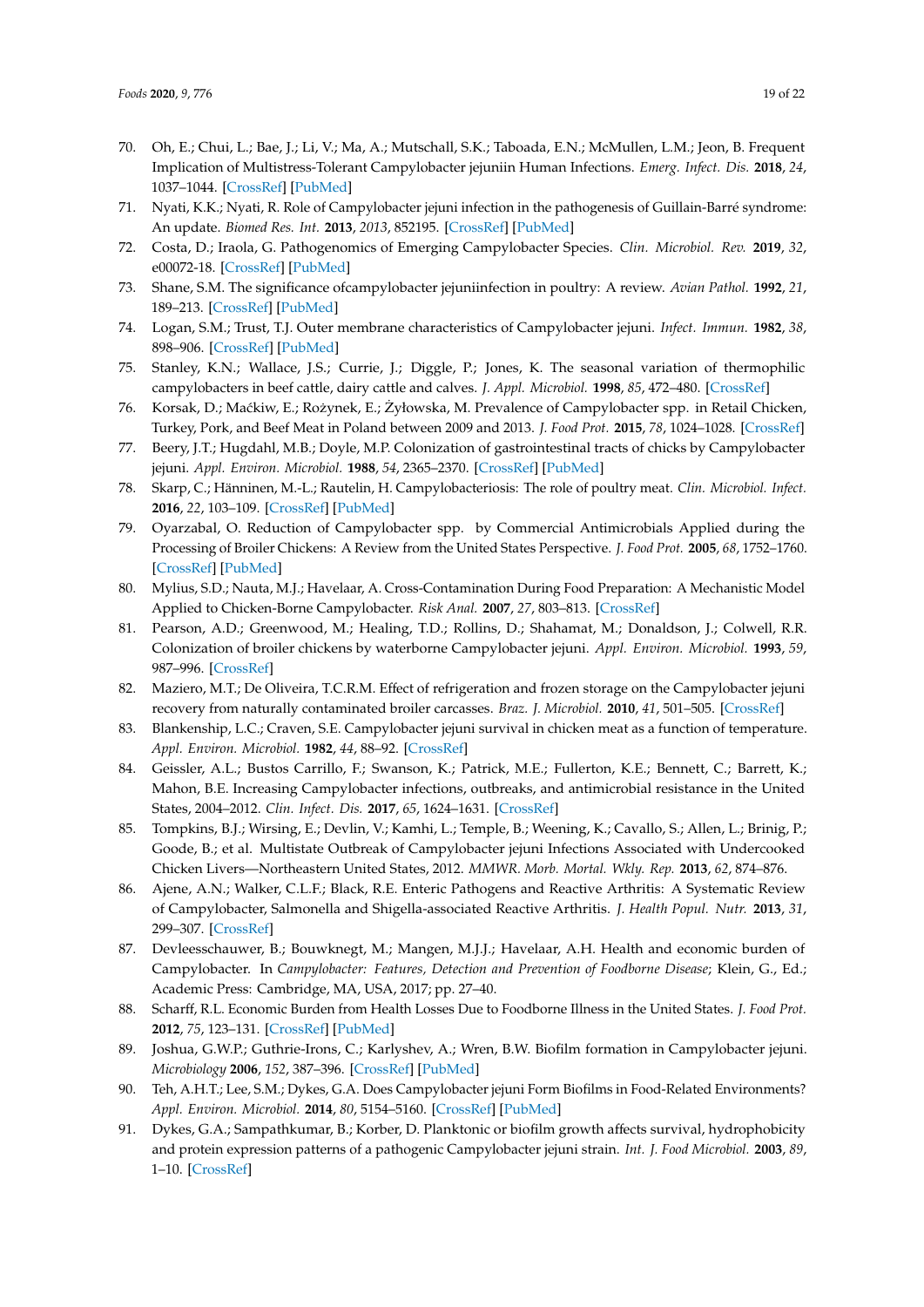70. Oh, E.; Chui, L.; Bae, J.; Li, V.; Ma, A.; Mutschall, S.K.; Taboada, E.N.; McMullen, L.M.; Jeon, B. Frequent Implication of Multistress-Tolerant Campylobacter jejuniin Human Infections. *Emerg. Infect. Dis.* **2018**, *24*, 1037–1044. [CrossRef] [PubMed]
71. Nyati, K.K.; Nyati, R. Role of Campylobacter jejuni infection in the pathogenesis of Guillain-Barré syndrome: An update. *Biomed Res. Int.* **2013**, *2013*, 852195. [CrossRef] [PubMed]
72. Costa, D.; Iraola, G. Pathogenomics of Emerging Campylobacter Species. *Clin. Microbiol. Rev.* **2019**, *32*, e00072-18. [CrossRef] [PubMed]
73. Shane, S.M. The significance ofcampylobacter jejuniinfection in poultry: A review. *Avian Pathol.* **1992**, *21*, 189–213. [CrossRef] [PubMed]
74. Logan, S.M.; Trust, T.J. Outer membrane characteristics of Campylobacter jejuni. *Infect. Immun.* **1982**, *38*, 898–906. [CrossRef] [PubMed]
75. Stanley, K.N.; Wallace, J.S.; Currie, J.; Diggle, P.; Jones, K. The seasonal variation of thermophilic campylobacters in beef cattle, dairy cattle and calves. *J. Appl. Microbiol.* **1998**, *85*, 472–480. [CrossRef]
76. Korsak, D.; Maćkiw, E.; Rożynek, E.; Żyłowska, M. Prevalence of Campylobacter spp. in Retail Chicken, Turkey, Pork, and Beef Meat in Poland between 2009 and 2013. *J. Food Prot.* **2015**, *78*, 1024–1028. [CrossRef]
77. Beery, J.T.; Hugdahl, M.B.; Doyle, M.P. Colonization of gastrointestinal tracts of chicks by Campylobacter jejuni. *Appl. Environ. Microbiol.* **1988**, *54*, 2365–2370. [CrossRef] [PubMed]
78. Skarp, C.; Hänninen, M.-L.; Rautelin, H. Campylobacteriosis: The role of poultry meat. *Clin. Microbiol. Infect.* **2016**, *22*, 103–109. [CrossRef] [PubMed]
79. Oyarzabal, O. Reduction of Campylobacter spp. by Commercial Antimicrobials Applied during the Processing of Broiler Chickens: A Review from the United States Perspective. *J. Food Prot.* **2005**, *68*, 1752–1760. [CrossRef] [PubMed]
80. Mylius, S.D.; Nauta, M.J.; Havelaar, A. Cross-Contamination During Food Preparation: A Mechanistic Model Applied to Chicken-Borne Campylobacter. *Risk Anal.* **2007**, *27*, 803–813. [CrossRef]
81. Pearson, A.D.; Greenwood, M.; Healing, T.D.; Rollins, D.; Shahamat, M.; Donaldson, J.; Colwell, R.R. Colonization of broiler chickens by waterborne Campylobacter jejuni. *Appl. Environ. Microbiol.* **1993**, *59*, 987–996. [CrossRef]
82. Maziero, M.T.; De Oliveira, T.C.R.M. Effect of refrigeration and frozen storage on the Campylobacter jejuni recovery from naturally contaminated broiler carcasses. *Braz. J. Microbiol.* **2010**, *41*, 501–505. [CrossRef]
83. Blankenship, L.C.; Craven, S.E. Campylobacter jejuni survival in chicken meat as a function of temperature. *Appl. Environ. Microbiol.* **1982**, *44*, 88–92. [CrossRef]
84. Geissler, A.L.; Bustos Carrillo, F.; Swanson, K.; Patrick, M.E.; Fullerton, K.E.; Bennett, C.; Barrett, K.; Mahon, B.E. Increasing Campylobacter infections, outbreaks, and antimicrobial resistance in the United States, 2004–2012. *Clin. Infect. Dis.* **2017**, *65*, 1624–1631. [CrossRef]
85. Tompkins, B.J.; Wirsing, E.; Devlin, V.; Kamhi, L.; Temple, B.; Weening, K.; Cavallo, S.; Allen, L.; Brinig, P.; Goode, B.; et al. Multistate Outbreak of Campylobacter jejuni Infections Associated with Undercooked Chicken Livers—Northeastern United States, 2012. *MMWR. Morb. Mortal. Wkly. Rep.* **2013**, *62*, 874–876.
86. Ajene, A.N.; Walker, C.L.F.; Black, R.E. Enteric Pathogens and Reactive Arthritis: A Systematic Review of Campylobacter, Salmonella and Shigella-associated Reactive Arthritis. *J. Health Popul. Nutr.* **2013**, *31*, 299–307. [CrossRef]
87. Devleesschauwer, B.; Bouwknegt, M.; Mangen, M.J.J.; Havelaar, A.H. Health and economic burden of Campylobacter. In *Campylobacter: Features, Detection and Prevention of Foodborne Disease*; Klein, G., Ed.; Academic Press: Cambridge, MA, USA, 2017; pp. 27–40.
88. Scharff, R.L. Economic Burden from Health Losses Due to Foodborne Illness in the United States. *J. Food Prot.* **2012**, *75*, 123–131. [CrossRef] [PubMed]
89. Joshua, G.W.P.; Guthrie-Irons, C.; Karlyshev, A.; Wren, B.W. Biofilm formation in Campylobacter jejuni. *Microbiology* **2006**, *152*, 387–396. [CrossRef] [PubMed]
90. Teh, A.H.T.; Lee, S.M.; Dykes, G.A. Does Campylobacter jejuni Form Biofilms in Food-Related Environments? *Appl. Environ. Microbiol.* **2014**, *80*, 5154–5160. [CrossRef] [PubMed]
91. Dykes, G.A.; Sampathkumar, B.; Korber, D. Planktonic or biofilm growth affects survival, hydrophobicity and protein expression patterns of a pathogenic Campylobacter jejuni strain. *Int. J. Food Microbiol.* **2003**, *89*, 1–10. [CrossRef]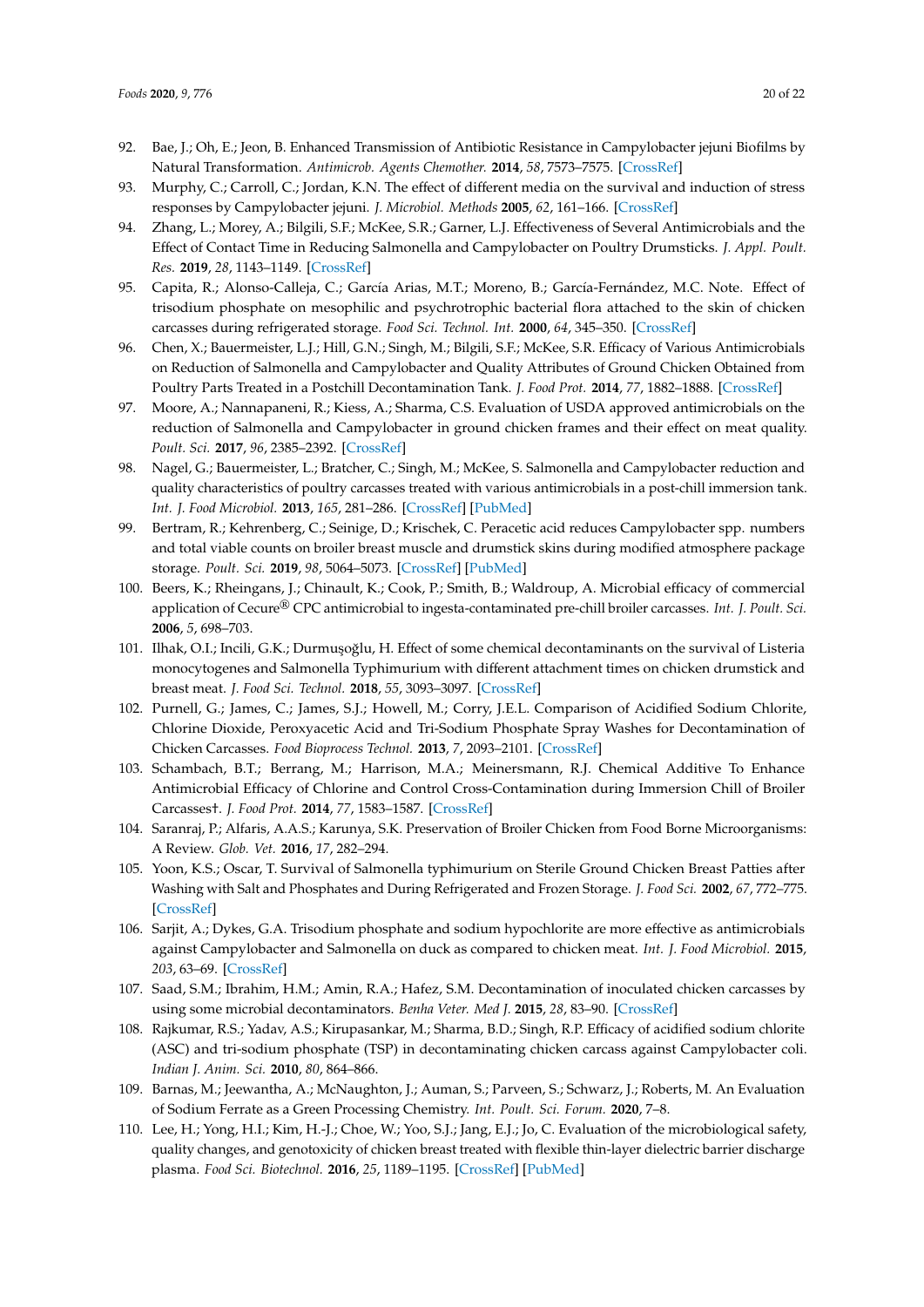92. Bae, J.; Oh, E.; Jeon, B. Enhanced Transmission of Antibiotic Resistance in Campylobacter jejuni Biofilms by Natural Transformation. *Antimicrob. Agents Chemother.* **2014**, *58*, 7573–7575. [CrossRef]
93. Murphy, C.; Carroll, C.; Jordan, K.N. The effect of different media on the survival and induction of stress responses by Campylobacter jejuni. *J. Microbiol. Methods* **2005**, *62*, 161–166. [CrossRef]
94. Zhang, L.; Morey, A.; Bilgili, S.F.; McKee, S.R.; Garner, L.J. Effectiveness of Several Antimicrobials and the Effect of Contact Time in Reducing Salmonella and Campylobacter on Poultry Drumsticks. *J. Appl. Poult. Res.* **2019**, *28*, 1143–1149. [CrossRef]
95. Capita, R.; Alonso-Calleja, C.; García Arias, M.T.; Moreno, B.; García-Fernández, M.C. Note. Effect of trisodium phosphate on mesophilic and psychrotrophic bacterial flora attached to the skin of chicken carcasses during refrigerated storage. *Food Sci. Technol. Int.* **2000**, *64*, 345–350. [CrossRef]
96. Chen, X.; Bauermeister, L.J.; Hill, G.N.; Singh, M.; Bilgili, S.F.; McKee, S.R. Efficacy of Various Antimicrobials on Reduction of Salmonella and Campylobacter and Quality Attributes of Ground Chicken Obtained from Poultry Parts Treated in a Postchill Decontamination Tank. *J. Food Prot.* **2014**, *77*, 1882–1888. [CrossRef]
97. Moore, A.; Nannapaneni, R.; Kiess, A.; Sharma, C.S. Evaluation of USDA approved antimicrobials on the reduction of Salmonella and Campylobacter in ground chicken frames and their effect on meat quality. *Poult. Sci.* **2017**, *96*, 2385–2392. [CrossRef]
98. Nagel, G.; Bauermeister, L.; Bratcher, C.; Singh, M.; McKee, S. Salmonella and Campylobacter reduction and quality characteristics of poultry carcasses treated with various antimicrobials in a post-chill immersion tank. *Int. J. Food Microbiol.* **2013**, *165*, 281–286. [CrossRef] [PubMed]
99. Bertram, R.; Kehrenberg, C.; Seinige, D.; Krischek, C. Peracetic acid reduces Campylobacter spp. numbers and total viable counts on broiler breast muscle and drumstick skins during modified atmosphere package storage. *Poult. Sci.* **2019**, *98*, 5064–5073. [CrossRef] [PubMed]
100. Beers, K.; Rheingans, J.; Chinault, K.; Cook, P.; Smith, B.; Waldroup, A. Microbial efficacy of commercial application of Cecure® CPC antimicrobial to ingesta-contaminated pre-chill broiler carcasses. *Int. J. Poult. Sci.* **2006**, *5*, 698–703.
101. Ilhak, O.I.; Incili, G.K.; Durmuşoğlu, H. Effect of some chemical decontaminants on the survival of Listeria monocytogenes and Salmonella Typhimurium with different attachment times on chicken drumstick and breast meat. *J. Food Sci. Technol.* **2018**, *55*, 3093–3097. [CrossRef]
102. Purnell, G.; James, C.; James, S.J.; Howell, M.; Corry, J.E.L. Comparison of Acidified Sodium Chlorite, Chlorine Dioxide, Peroxyacetic Acid and Tri-Sodium Phosphate Spray Washes for Decontamination of Chicken Carcasses. *Food Bioprocess Technol.* **2013**, *7*, 2093–2101. [CrossRef]
103. Schambach, B.T.; Berrang, M.; Harrison, M.A.; Meinersmann, R.J. Chemical Additive To Enhance Antimicrobial Efficacy of Chlorine and Control Cross-Contamination during Immersion Chill of Broiler Carcasses†. *J. Food Prot.* **2014**, *77*, 1583–1587. [CrossRef]
104. Saranraj, P.; Alfaris, A.A.S.; Karunya, S.K. Preservation of Broiler Chicken from Food Borne Microorganisms: A Review. *Glob. Vet.* **2016**, *17*, 282–294.
105. Yoon, K.S.; Oscar, T. Survival of Salmonella typhimurium on Sterile Ground Chicken Breast Patties after Washing with Salt and Phosphates and During Refrigerated and Frozen Storage. *J. Food Sci.* **2002**, *67*, 772–775. [CrossRef]
106. Sarjit, A.; Dykes, G.A. Trisodium phosphate and sodium hypochlorite are more effective as antimicrobials against Campylobacter and Salmonella on duck as compared to chicken meat. *Int. J. Food Microbiol.* **2015**, *203*, 63–69. [CrossRef]
107. Saad, S.M.; Ibrahim, H.M.; Amin, R.A.; Hafez, S.M. Decontamination of inoculated chicken carcasses by using some microbial decontaminators. *Benha Veter. Med J.* **2015**, *28*, 83–90. [CrossRef]
108. Rajkumar, R.S.; Yadav, A.S.; Kirupasankar, M.; Sharma, B.D.; Singh, R.P. Efficacy of acidified sodium chlorite (ASC) and tri-sodium phosphate (TSP) in decontaminating chicken carcass against Campylobacter coli. *Indian J. Anim. Sci.* **2010**, *80*, 864–866.
109. Barnas, M.; Jeewantha, A.; McNaughton, J.; Auman, S.; Parveen, S.; Schwarz, J.; Roberts, M. An Evaluation of Sodium Ferrate as a Green Processing Chemistry. *Int. Poult. Sci. Forum.* **2020**, 7–8.
110. Lee, H.; Yong, H.I.; Kim, H.-J.; Choe, W.; Yoo, S.J.; Jang, E.J.; Jo, C. Evaluation of the microbiological safety, quality changes, and genotoxicity of chicken breast treated with flexible thin-layer dielectric barrier discharge plasma. *Food Sci. Biotechnol.* **2016**, *25*, 1189–1195. [CrossRef] [PubMed]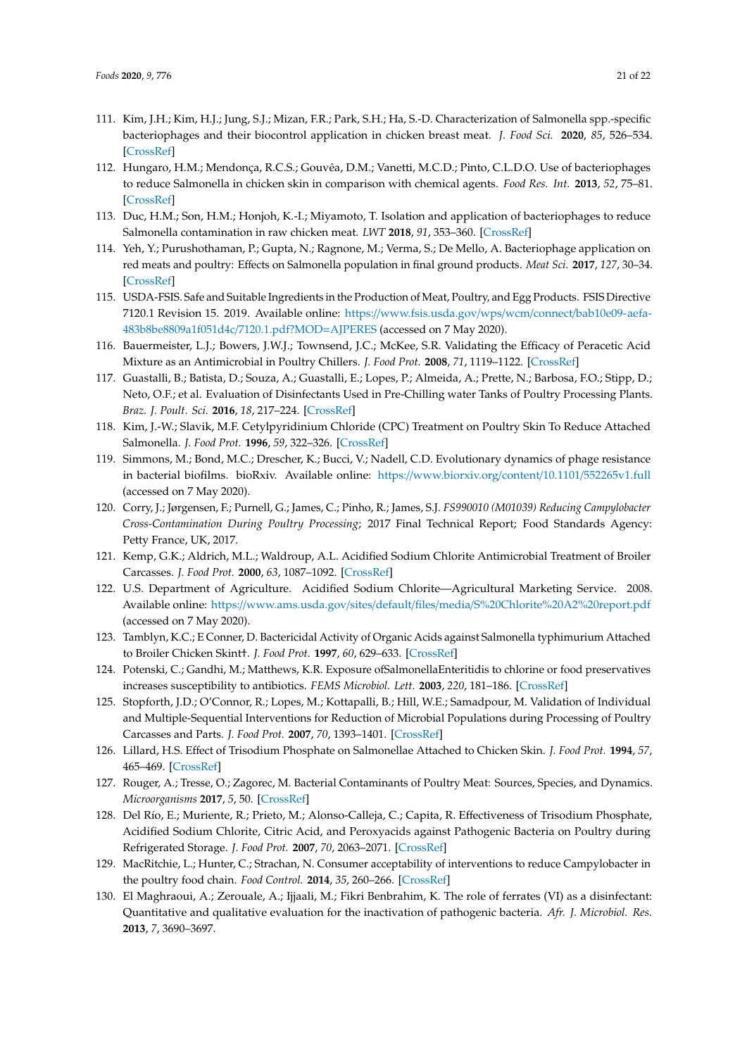111. Kim, J.H.; Kim, H.J.; Jung, S.J.; Mizan, F.R.; Park, S.H.; Ha, S.-D. Characterization of Salmonella spp.-specific bacteriophages and their biocontrol application in chicken breast meat. *J. Food Sci.* **2020**, *85*, 526–534. [CrossRef]
112. Hungaro, H.M.; Mendonça, R.C.S.; Gouvêa, D.M.; Vanetti, M.C.D.; Pinto, C.L.D.O. Use of bacteriophages to reduce Salmonella in chicken skin in comparison with chemical agents. *Food Res. Int.* **2013**, *52*, 75–81. [CrossRef]
113. Duc, H.M.; Son, H.M.; Honjoh, K.-I.; Miyamoto, T. Isolation and application of bacteriophages to reduce Salmonella contamination in raw chicken meat. *LWT* **2018**, *91*, 353–360. [CrossRef]
114. Yeh, Y.; Purushothaman, P.; Gupta, N.; Ragnone, M.; Verma, S.; De Mello, A. Bacteriophage application on red meats and poultry: Effects on Salmonella population in final ground products. *Meat Sci.* **2017**, *127*, 30–34. [CrossRef]
115. USDA-FSIS. Safe and Suitable Ingredients in the Production of Meat, Poultry, and Egg Products. FSIS Directive 7120.1 Revision 15. 2019. Available online: https://www.fsis.usda.gov/wps/wcm/connect/bab10e09-aefa-483b8be8809a1f051d4c/7120.1.pdf?MOD=AJPERES (accessed on 7 May 2020).
116. Bauermeister, L.J.; Bowers, J.W.J.; Townsend, J.C.; McKee, S.R. Validating the Efficacy of Peracetic Acid Mixture as an Antimicrobial in Poultry Chillers. *J. Food Prot.* **2008**, *71*, 1119–1122. [CrossRef]
117. Guastalli, B.; Batista, D.; Souza, A.; Guastalli, E.; Lopes, P.; Almeida, A.; Prette, N.; Barbosa, F.O.; Stipp, D.; Neto, O.F.; et al. Evaluation of Disinfectants Used in Pre-Chilling water Tanks of Poultry Processing Plants. *Braz. J. Poult. Sci.* **2016**, *18*, 217–224. [CrossRef]
118. Kim, J.-W.; Slavik, M.F. Cetylpyridinium Chloride (CPC) Treatment on Poultry Skin To Reduce Attached Salmonella. *J. Food Prot.* **1996**, *59*, 322–326. [CrossRef]
119. Simmons, M.; Bond, M.C.; Drescher, K.; Bucci, V.; Nadell, C.D. Evolutionary dynamics of phage resistance in bacterial biofilms. bioRxiv. Available online: https://www.biorxiv.org/content/10.1101/552265v1.full (accessed on 7 May 2020).
120. Corry, J.; Jørgensen, F.; Purnell, G.; James, C.; Pinho, R.; James, S.J. *FS990010 (M01039) Reducing Campylobacter Cross-Contamination During Poultry Processing*; 2017 Final Technical Report; Food Standards Agency: Petty France, UK, 2017.
121. Kemp, G.K.; Aldrich, M.L.; Waldroup, A.L. Acidified Sodium Chlorite Antimicrobial Treatment of Broiler Carcasses. *J. Food Prot.* **2000**, *63*, 1087–1092. [CrossRef]
122. U.S. Department of Agriculture. Acidified Sodium Chlorite—Agricultural Marketing Service. 2008. Available online: https://www.ams.usda.gov/sites/default/files/media/S%20Chlorite%20A2%20report.pdf (accessed on 7 May 2020).
123. Tamblyn, K.C.; E Conner, D. Bactericidal Activity of Organic Acids against Salmonella typhimurium Attached to Broiler Chicken Skin†. *J. Food Prot.* **1997**, *60*, 629–633. [CrossRef]
124. Potenski, C.; Gandhi, M.; Matthews, K.R. Exposure ofSalmonellaEnteritidis to chlorine or food preservatives increases susceptibility to antibiotics. *FEMS Microbiol. Lett.* **2003**, *220*, 181–186. [CrossRef]
125. Stopforth, J.D.; O'Connor, R.; Lopes, M.; Kottapalli, B.; Hill, W.E.; Samadpour, M. Validation of Individual and Multiple-Sequential Interventions for Reduction of Microbial Populations during Processing of Poultry Carcasses and Parts. *J. Food Prot.* **2007**, *70*, 1393–1401. [CrossRef]
126. Lillard, H.S. Effect of Trisodium Phosphate on Salmonellae Attached to Chicken Skin. *J. Food Prot.* **1994**, *57*, 465–469. [CrossRef]
127. Rouger, A.; Tresse, O.; Zagorec, M. Bacterial Contaminants of Poultry Meat: Sources, Species, and Dynamics. *Microorganisms* **2017**, *5*, 50. [CrossRef]
128. Del Río, E.; Muriente, R.; Prieto, M.; Alonso-Calleja, C.; Capita, R. Effectiveness of Trisodium Phosphate, Acidified Sodium Chlorite, Citric Acid, and Peroxyacids against Pathogenic Bacteria on Poultry during Refrigerated Storage. *J. Food Prot.* **2007**, *70*, 2063–2071. [CrossRef]
129. MacRitchie, L.; Hunter, C.; Strachan, N. Consumer acceptability of interventions to reduce Campylobacter in the poultry food chain. *Food Control.* **2014**, *35*, 260–266. [CrossRef]
130. El Maghraoui, A.; Zerouale, A.; Ijjaali, M.; Fikri Benbrahim, K. The role of ferrates (VI) as a disinfectant: Quantitative and qualitative evaluation for the inactivation of pathogenic bacteria. *Afr. J. Microbiol. Res.* **2013**, *7*, 3690–3697.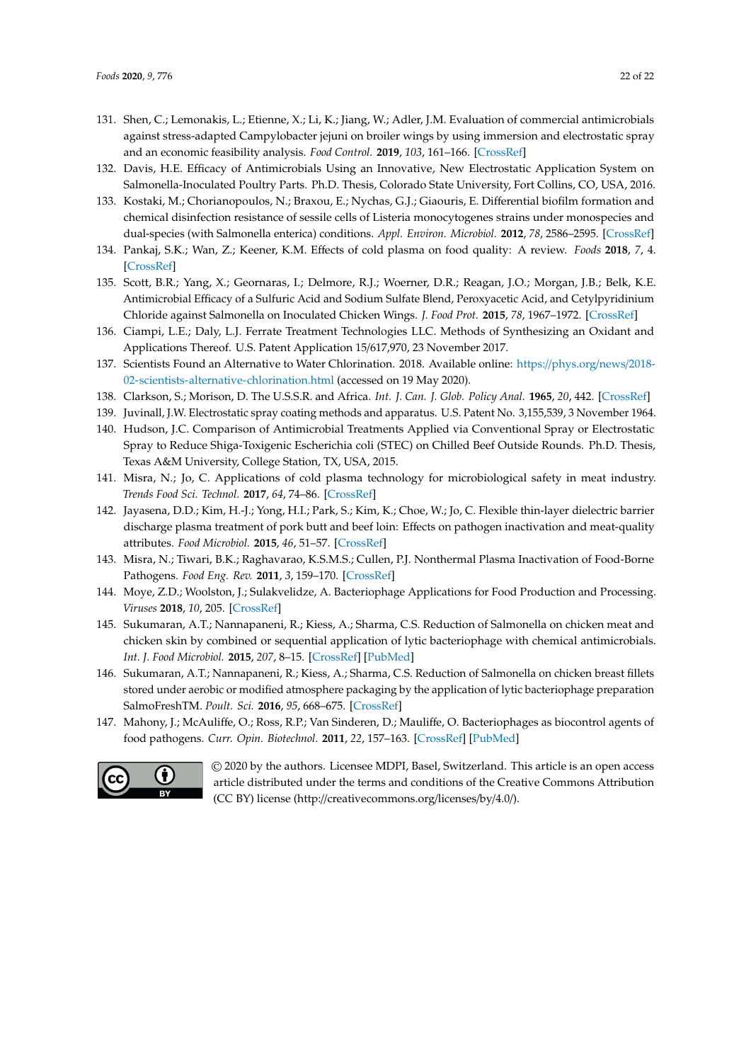131. Shen, C.; Lemonakis, L.; Etienne, X.; Li, K.; Jiang, W.; Adler, J.M. Evaluation of commercial antimicrobials against stress-adapted Campylobacter jejuni on broiler wings by using immersion and electrostatic spray and an economic feasibility analysis. *Food Control.* **2019**, *103*, 161–166. [CrossRef]
132. Davis, H.E. Efficacy of Antimicrobials Using an Innovative, New Electrostatic Application System on Salmonella-Inoculated Poultry Parts. Ph.D. Thesis, Colorado State University, Fort Collins, CO, USA, 2016.
133. Kostaki, M.; Chorianopoulos, N.; Braxou, E.; Nychas, G.J.; Giaouris, E. Differential biofilm formation and chemical disinfection resistance of sessile cells of Listeria monocytogenes strains under monospecies and dual-species (with Salmonella enterica) conditions. *Appl. Environ. Microbiol.* **2012**, *78*, 2586–2595. [CrossRef]
134. Pankaj, S.K.; Wan, Z.; Keener, K.M. Effects of cold plasma on food quality: A review. *Foods* **2018**, *7*, 4. [CrossRef]
135. Scott, B.R.; Yang, X.; Geornaras, I.; Delmore, R.J.; Woerner, D.R.; Reagan, J.O.; Morgan, J.B.; Belk, K.E. Antimicrobial Efficacy of a Sulfuric Acid and Sodium Sulfate Blend, Peroxyacetic Acid, and Cetylpyridinium Chloride against Salmonella on Inoculated Chicken Wings. *J. Food Prot.* **2015**, *78*, 1967–1972. [CrossRef]
136. Ciampi, L.E.; Daly, L.J. Ferrate Treatment Technologies LLC. Methods of Synthesizing an Oxidant and Applications Thereof. U.S. Patent Application 15/617,970, 23 November 2017.
137. Scientists Found an Alternative to Water Chlorination. 2018. Available online: https://phys.org/news/2018-02-scientists-alternative-chlorination.html (accessed on 19 May 2020).
138. Clarkson, S.; Morison, D. The U.S.S.R. and Africa. *Int. J. Can. J. Glob. Policy Anal.* **1965**, *20*, 442. [CrossRef]
139. Juvinall, J.W. Electrostatic spray coating methods and apparatus. U.S. Patent No. 3,155,539, 3 November 1964.
140. Hudson, J.C. Comparison of Antimicrobial Treatments Applied via Conventional Spray or Electrostatic Spray to Reduce Shiga-Toxigenic Escherichia coli (STEC) on Chilled Beef Outside Rounds. Ph.D. Thesis, Texas A&M University, College Station, TX, USA, 2015.
141. Misra, N.; Jo, C. Applications of cold plasma technology for microbiological safety in meat industry. *Trends Food Sci. Technol.* **2017**, *64*, 74–86. [CrossRef]
142. Jayasena, D.D.; Kim, H.-J.; Yong, H.I.; Park, S.; Kim, K.; Choe, W.; Jo, C. Flexible thin-layer dielectric barrier discharge plasma treatment of pork butt and beef loin: Effects on pathogen inactivation and meat-quality attributes. *Food Microbiol.* **2015**, *46*, 51–57. [CrossRef]
143. Misra, N.; Tiwari, B.K.; Raghavarao, K.S.M.S.; Cullen, P.J. Nonthermal Plasma Inactivation of Food-Borne Pathogens. *Food Eng. Rev.* **2011**, *3*, 159–170. [CrossRef]
144. Moye, Z.D.; Woolston, J.; Sulakvelidze, A. Bacteriophage Applications for Food Production and Processing. *Viruses* **2018**, *10*, 205. [CrossRef]
145. Sukumaran, A.T.; Nannapaneni, R.; Kiess, A.; Sharma, C.S. Reduction of Salmonella on chicken meat and chicken skin by combined or sequential application of lytic bacteriophage with chemical antimicrobials. *Int. J. Food Microbiol.* **2015**, *207*, 8–15. [CrossRef] [PubMed]
146. Sukumaran, A.T.; Nannapaneni, R.; Kiess, A.; Sharma, C.S. Reduction of Salmonella on chicken breast fillets stored under aerobic or modified atmosphere packaging by the application of lytic bacteriophage preparation SalmoFreshTM. *Poult. Sci.* **2016**, *95*, 668–675. [CrossRef]
147. Mahony, J.; McAuliffe, O.; Ross, R.P.; Van Sinderen, D.; Mauliffe, O. Bacteriophages as biocontrol agents of food pathogens. *Curr. Opin. Biotechnol.* **2011**, *22*, 157–163. [CrossRef] [PubMed]

© 2020 by the authors. Licensee MDPI, Basel, Switzerland. This article is an open access article distributed under the terms and conditions of the Creative Commons Attribution (CC BY) license (http://creativecommons.org/licenses/by/4.0/).